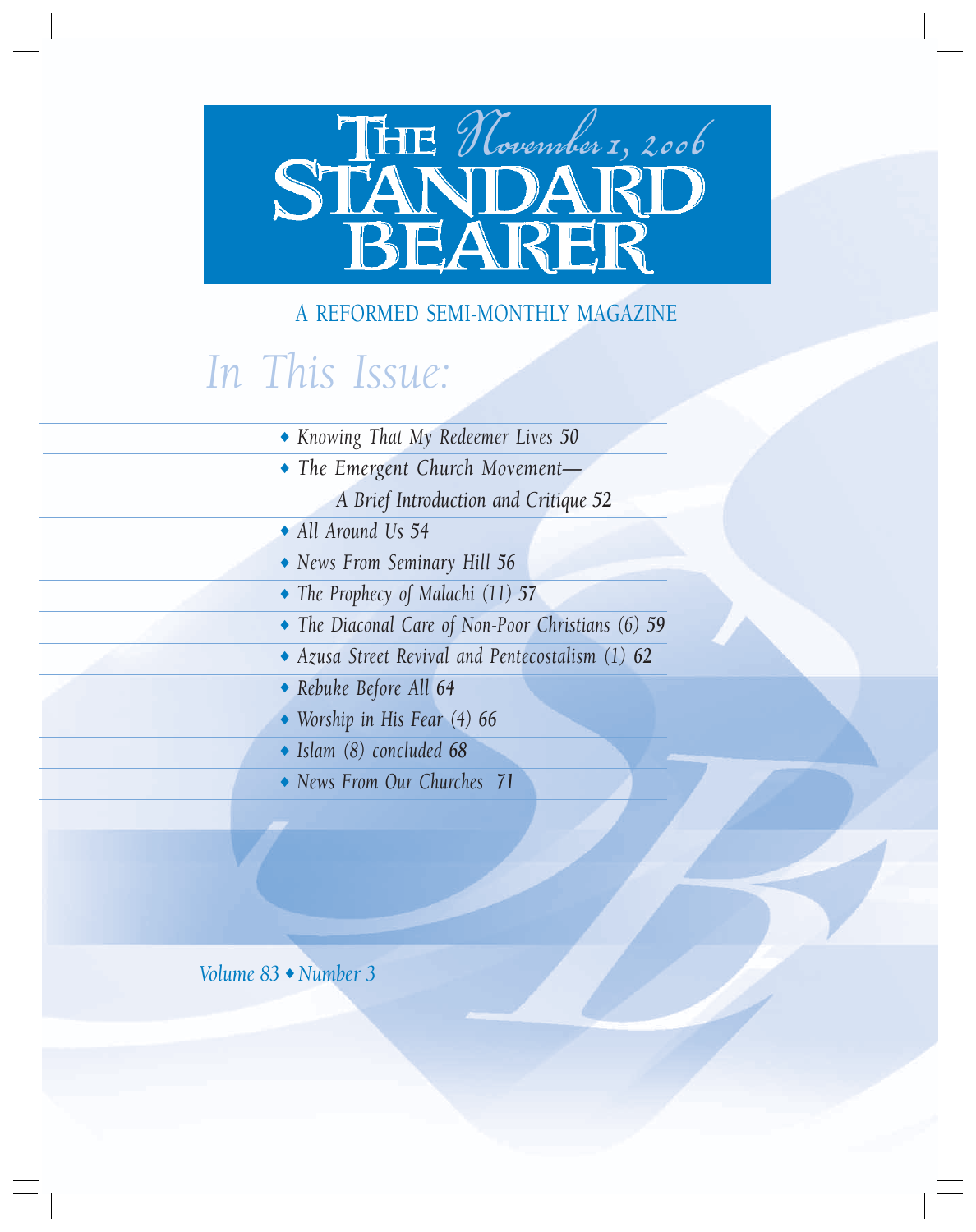# The Standard Bearer

*November 1, 2006*

A REFORMED SEMI-MONTHLY MAGAZINE

## *In This Issue:*

- *Knowing That My Redeemer Lives* 50
- *The Emergent Church Movement— A Brief Introduction and Critique* 52
- *All Around Us* 54
- *News From Seminary Hill* 56
- *The Prophecy of Malachi (11)* 57
- *The Diaconal Care of Non-Poor Christians (6)* 59
- *Azusa Street Revival and Pentecostalism (1)* 62
- *Rebuke Before All* 64
- *Worship in His Fear (4)* 66
- *Islam (8) concluded* 68
- *News From Our Churches* 71

*Volume 83 • Number 3*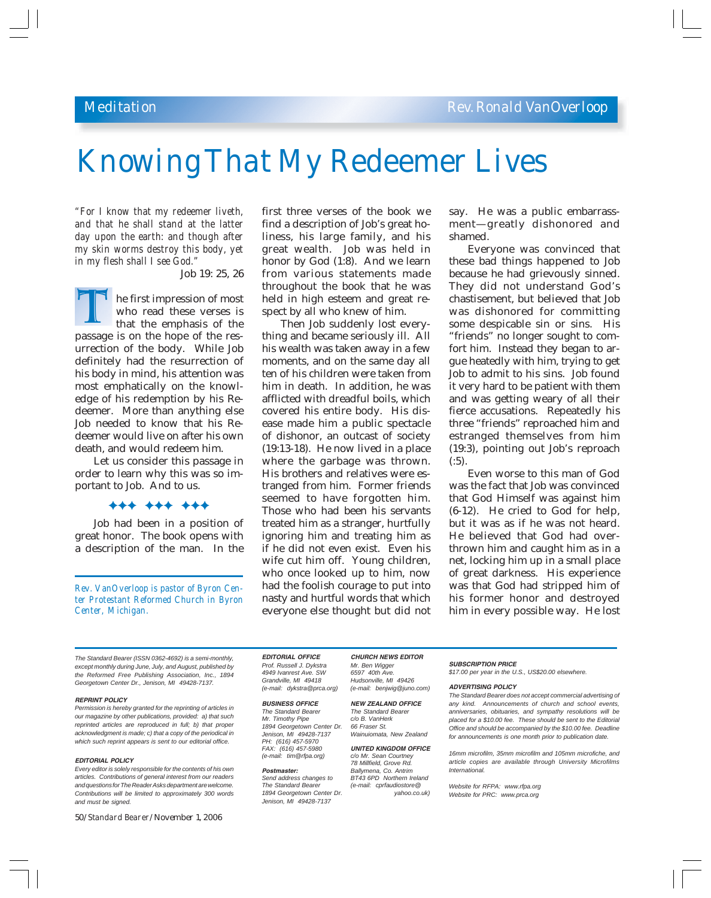Meditation — Rev. Ronald VanOverloop

# Knowing That My Redeemer Lives

*"For I know that my redeemer liveth, and that he shall stand at the latter day upon the earth: and though after my skin worms destroy this body, yet in my flesh shall I see God."*

Job 19: 25, 26

The first impression of most who read these verses is that the emphasis of the passage is on the hope of the resurrection of the body. While Job definitely had the resurrection of his body in mind, his attention was most emphatically on the knowledge of his redemption by his Redeemer. More than anything else Job needed to know that his Redeemer would live on after his own death, and would redeem him.

Let us consider this passage in order to learn why this was so important to Job. And to us.

✦✦✦ ✦✦✦ ✦✦✦

Job had been in a position of great honor. The book opens with a description of the man. In the first three verses of the book we find a description of Job's great holiness, his large family, and his great wealth. Job was held in honor by God (1:8). And we learn from various statements made throughout the book that he was held in high esteem and great respect by all who knew of him.

Then Job suddenly lost everything and became seriously ill. All his wealth was taken away in a few moments, and on the same day all ten of his children were taken from him in death. In addition, he was afflicted with dreadful boils, which covered his entire body. His disease made him a public spectacle of dishonor, an outcast of society (19:13-18). He now lived in a place where the garbage was thrown. His brothers and relatives were estranged from him. Former friends seemed to have forgotten him. Those who had been his servants treated him as a stranger, hurtfully ignoring him and treating him as if he did not even exist. Even his wife cut him off. Young children, who once looked up to him, now had the foolish courage to put into nasty and hurtful words that which everyone else thought but did not say. He was a public embarrassment—greatly dishonored and shamed.

Everyone was convinced that these bad things happened to Job because he had grievously sinned. They did not understand God's chastisement, but believed that Job was dishonored for committing some despicable sin or sins. His "friends" no longer sought to comfort him. Instead they began to argue heatedly with him, trying to get Job to admit to his sins. Job found it very hard to be patient with them and was getting weary of all their fierce accusations. Repeatedly his three "friends" reproached him and estranged themselves from him (19:3), pointing out Job's reproach (:5).

Even worse to this man of God was the fact that Job was convinced that God Himself was against him (6-12). He cried to God for help, but it was as if he was not heard. He believed that God had overthrown him and caught him as in a net, locking him up in a small place of great darkness. His experience was that God had stripped him of his former honor and destroyed him in every possible way. He lost

---

*Rev. VanOverloop is pastor of Byron Center Protestant Reformed Church in Byron Center, Michigan.*

---

*The Standard Bearer (ISSN 0362-4692) is a semi-monthly, except monthly during June, July, and August, published by the Reformed Free Publishing Association, Inc., 1894 Georgetown Center Dr., Jenison, MI 49428-7137.*

**REPRINT POLICY**
*Permission is hereby granted for the reprinting of articles in our magazine by other publications, provided: a) that such reprinted articles are reproduced in full; b) that proper acknowledgment is made; c) that a copy of the periodical in which such reprint appears is sent to our editorial office.*

**EDITORIAL POLICY**
*Every editor is solely responsible for the contents of his own articles. Contributions of general interest from our readers and questions for The Reader Asks department are welcome. Contributions will be limited to approximately 300 words and must be signed.*

**EDITORIAL OFFICE**
*Prof. Russell J. Dykstra*
*4949 Ivanrest Ave. SW*
*Grandville, MI 49418*
*(e-mail: dykstra@prca.org)*

**BUSINESS OFFICE**
*The Standard Bearer*
*Mr. Timothy Pipe*
*1894 Georgetown Center Dr.*
*Jenison, MI 49428-7137*
*PH: (616) 457-5970*
*FAX: (616) 457-5980*
*(e-mail: tim@rfpa.org)*

**Postmaster:**
*Send address changes to*
*The Standard Bearer*
*1894 Georgetown Center Dr.*
*Jenison, MI 49428-7137*

**CHURCH NEWS EDITOR**
*Mr. Ben Wigger*
*6597 40th Ave.*
*Hudsonville, MI 49426*
*(e-mail: benjwig@juno.com)*

**NEW ZEALAND OFFICE**
*The Standard Bearer*
*c/o B. VanHerk*
*66 Fraser St.*
*Wainuiomata, New Zealand*

**UNITED KINGDOM OFFICE**
*c/o Mr. Sean Courtney*
*78 Millfield, Grove Rd.*
*Ballymena, Co. Antrim*
*BT43 6PD Northern Ireland*
*(e-mail: cprfaudiostore@yahoo.co.uk)*

**SUBSCRIPTION PRICE**
*$17.00 per year in the U.S., US$20.00 elsewhere.*

**ADVERTISING POLICY**
*The Standard Bearer does not accept commercial advertising of any kind. Announcements of church and school events, anniversaries, obituaries, and sympathy resolutions will be placed for a $10.00 fee. These should be sent to the Editorial Office and should be accompanied by the $10.00 fee. Deadline for announcements is one month prior to publication date.*

*16mm microfilm, 35mm microfilm and 105mm microfiche, and article copies are available through University Microfilms International.*

*Website for RFPA: www.rfpa.org*
*Website for PRC: www.prca.org*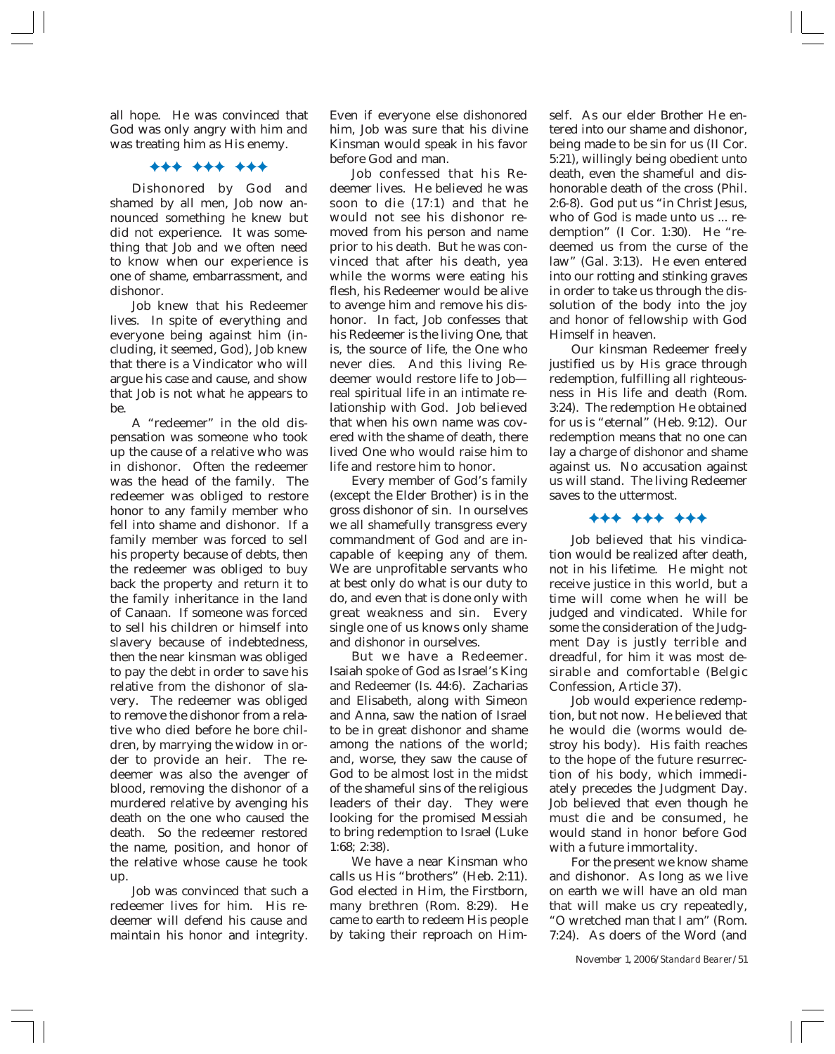all hope. He was convinced that God was only angry with him and was treating him as His enemy.

✦✦✦ ✦✦✦ ✦✦✦

Dishonored by God and shamed by all men, Job now announced something he knew but did not experience. It was something that Job and we often need to know when our experience is one of shame, embarrassment, and dishonor.

Job knew that his Redeemer lives. In spite of everything and everyone being against him (including, it seemed, God), Job knew that there is a Vindicator who will argue his case and cause, and show that Job is not what he appears to be.

A "redeemer" in the old dispensation was someone who took up the cause of a relative who was in dishonor. Often the redeemer was the head of the family. The redeemer was obliged to restore honor to any family member who fell into shame and dishonor. If a family member was forced to sell his property because of debts, then the redeemer was obliged to buy back the property and return it to the family inheritance in the land of Canaan. If someone was forced to sell his children or himself into slavery because of indebtedness, then the near kinsman was obliged to pay the debt in order to save his relative from the dishonor of slavery. The redeemer was obliged to remove the dishonor from a relative who died before he bore children, by marrying the widow in order to provide an heir. The redeemer was also the avenger of blood, removing the dishonor of a murdered relative by avenging his death on the one who caused the death. So the redeemer restored the name, position, and honor of the relative whose cause he took up.

Job was convinced that such a redeemer lives for him. His redeemer will defend his cause and maintain his honor and integrity. Even if everyone else dishonored him, Job was sure that his divine Kinsman would speak in his favor before God and man.

Job confessed that his Redeemer lives. He believed he was soon to die (17:1) and that he would not see his dishonor removed from his person and name prior to his death. But he was convinced that after his death, yea while the worms were eating his flesh, his Redeemer would be alive to avenge him and remove his dishonor. In fact, Job confesses that his Redeemer is the living One, that is, the source of life, the One who never dies. And this living Redeemer would restore life to Job—real spiritual life in an intimate relationship with God. Job believed that when his own name was covered with the shame of death, there lived One who would raise him to life and restore him to honor.

Every member of God's family (except the Elder Brother) is in the gross dishonor of sin. In ourselves we all shamefully transgress every commandment of God and are incapable of keeping any of them. We are unprofitable servants who at best only do what is our duty to do, and even that is done only with great weakness and sin. Every single one of us knows only shame and dishonor in ourselves.

But we have a Redeemer. Isaiah spoke of God as Israel's King and Redeemer (Is. 44:6). Zacharias and Elisabeth, along with Simeon and Anna, saw the nation of Israel to be in great dishonor and shame among the nations of the world; and, worse, they saw the cause of God to be almost lost in the midst of the shameful sins of the religious leaders of their day. They were looking for the promised Messiah to bring redemption to Israel (Luke 1:68; 2:38).

We have a near Kinsman who calls us His "brothers" (Heb. 2:11). God elected in Him, the Firstborn, many brethren (Rom. 8:29). He came to earth to redeem His people by taking their reproach on Himself. As our elder Brother He entered into our shame and dishonor, being made to be sin for us (II Cor. 5:21), willingly being obedient unto death, even the shameful and dishonorable death of the cross (Phil. 2:6-8). God put us "in Christ Jesus, who of God is made unto us ... redemption" (I Cor. 1:30). He "redeemed us from the curse of the law" (Gal. 3:13). He even entered into our rotting and stinking graves in order to take us through the dissolution of the body into the joy and honor of fellowship with God Himself in heaven.

Our kinsman Redeemer freely justified us by His grace through redemption, fulfilling all righteousness in His life and death (Rom. 3:24). The redemption He obtained for us is "eternal" (Heb. 9:12). Our redemption means that no one can lay a charge of dishonor and shame against us. No accusation against us will stand. The living Redeemer saves to the uttermost.

✦✦✦ ✦✦✦ ✦✦✦

Job believed that his vindication would be realized after death, not in his lifetime. He might not receive justice in this world, but a time will come when he will be judged and vindicated. While for some the consideration of the Judgment Day is justly terrible and dreadful, for him it was most desirable and comfortable (Belgic Confession, Article 37).

Job would experience redemption, but not now. He believed that he would die (worms would destroy his body). His faith reaches to the hope of the future resurrection of his body, which immediately precedes the Judgment Day. Job believed that even though he must die and be consumed, he would stand in honor before God with a future immortality.

For the present we know shame and dishonor. As long as we live on earth we will have an old man that will make us cry repeatedly, "O wretched man that I am" (Rom. 7:24). As doers of the Word (and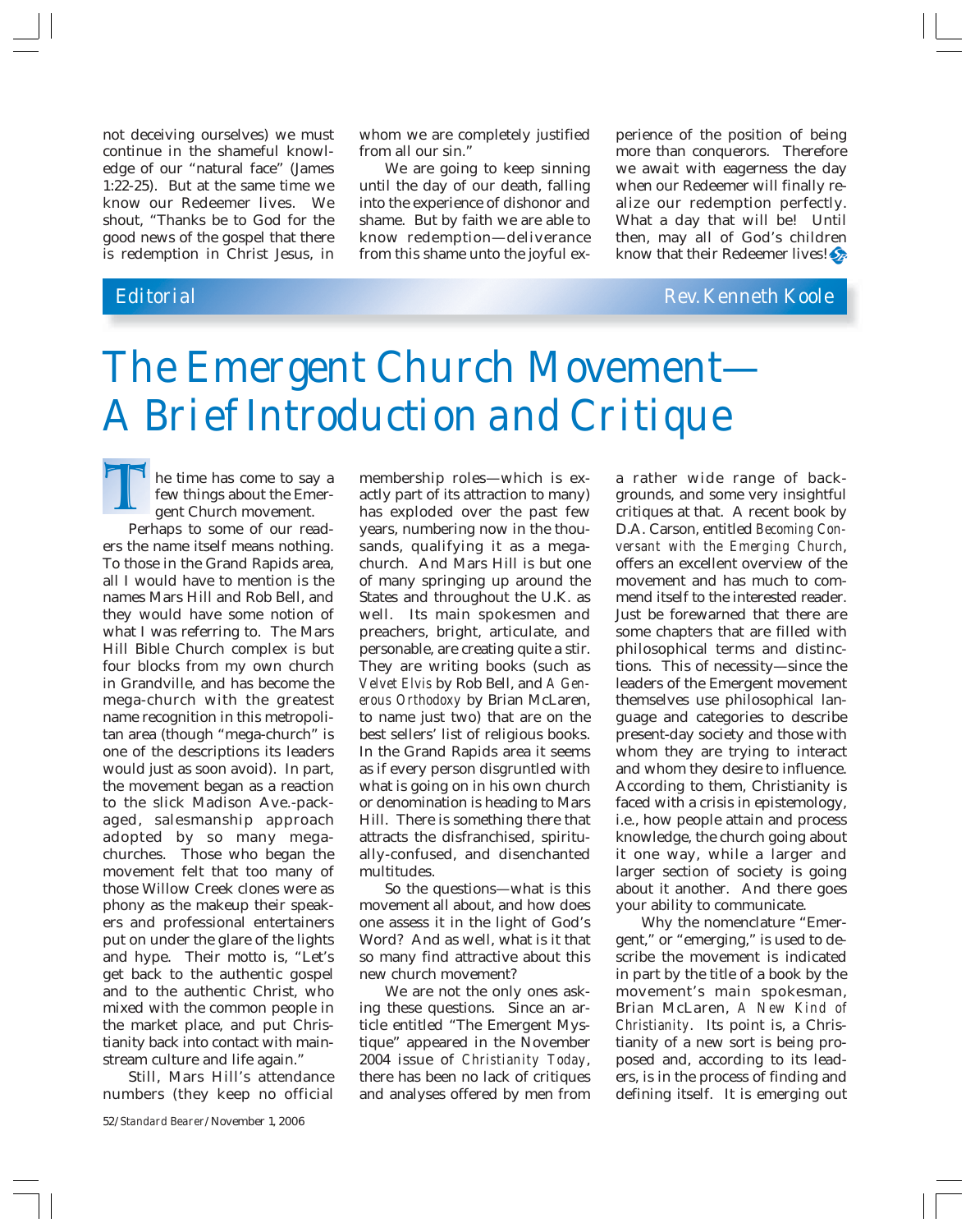not deceiving ourselves) we must continue in the shameful knowledge of our "natural face" (James 1:22-25). But at the same time we know our Redeemer lives. We shout, "Thanks be to God for the good news of the gospel that there is redemption in Christ Jesus, in whom we are completely justified from all our sin."

We are going to keep sinning until the day of our death, falling into the experience of dishonor and shame. But by faith we are able to know redemption—deliverance from this shame unto the joyful experience of the position of being more than conquerors. Therefore we await with eagerness the day when our Redeemer will finally realize our redemption perfectly. What a day that will be! Until then, may all of God's children know that their Redeemer lives!

Editorial — Rev. Kenneth Koole

# The Emergent Church Movement— A Brief Introduction and Critique

The time has come to say a few things about the Emergent Church movement.

Perhaps to some of our readers the name itself means nothing. To those in the Grand Rapids area, all I would have to mention is the names Mars Hill and Rob Bell, and they would have some notion of what I was referring to. The Mars Hill Bible Church complex is but four blocks from my own church in Grandville, and has become the mega-church with the greatest name recognition in this metropolitan area (though "mega-church" is one of the descriptions its leaders would just as soon avoid). In part, the movement began as a reaction to the slick Madison Ave.-packaged, salesmanship approach adopted by so many mega-churches. Those who began the movement felt that too many of those Willow Creek clones were as phony as the makeup their speakers and professional entertainers put on under the glare of the lights and hype. Their motto is, "Let's get back to the authentic gospel and to the authentic Christ, who mixed with the common people in the market place, and put Christianity back into contact with mainstream culture and life again."

Still, Mars Hill's attendance numbers (they keep no official membership roles—which is exactly part of its attraction to many) has exploded over the past few years, numbering now in the thousands, qualifying it as a mega-church. And Mars Hill is but one of many springing up around the States and throughout the U.K. as well. Its main spokesmen and preachers, bright, articulate, and personable, are creating quite a stir. They are writing books (such as *Velvet Elvis* by Rob Bell, and *A Generous Orthodoxy* by Brian McLaren, to name just two) that are on the best sellers' list of religious books. In the Grand Rapids area it seems as if every person disgruntled with what is going on in his own church or denomination is heading to Mars Hill. There is something there that attracts the disfranchised, spiritually-confused, and disenchanted multitudes.

So the questions—what is this movement all about, and how does one assess it in the light of God's Word? And as well, what is it that so many find attractive about this new church movement?

We are not the only ones asking these questions. Since an article entitled "The Emergent Mystique" appeared in the November 2004 issue of *Christianity Today*, there has been no lack of critiques and analyses offered by men from a rather wide range of backgrounds, and some very insightful critiques at that. A recent book by D.A. Carson, entitled *Becoming Conversant with the Emerging Church*, offers an excellent overview of the movement and has much to commend itself to the interested reader. Just be forewarned that there are some chapters that are filled with philosophical terms and distinctions. This of necessity—since the leaders of the Emergent movement themselves use philosophical language and categories to describe present-day society and those with whom they are trying to interact and whom they desire to influence. According to them, Christianity is faced with a crisis in epistemology, i.e., how people attain and process knowledge, the church going about it one way, while a larger and larger section of society is going about it another. And there goes your ability to communicate.

Why the nomenclature "Emergent," or "emerging," is used to describe the movement is indicated in part by the title of a book by the movement's main spokesman, Brian McLaren, *A New Kind of Christianity*. Its point is, a Christianity of a new sort is being proposed and, according to its leaders, is in the process of finding and defining itself. It is emerging out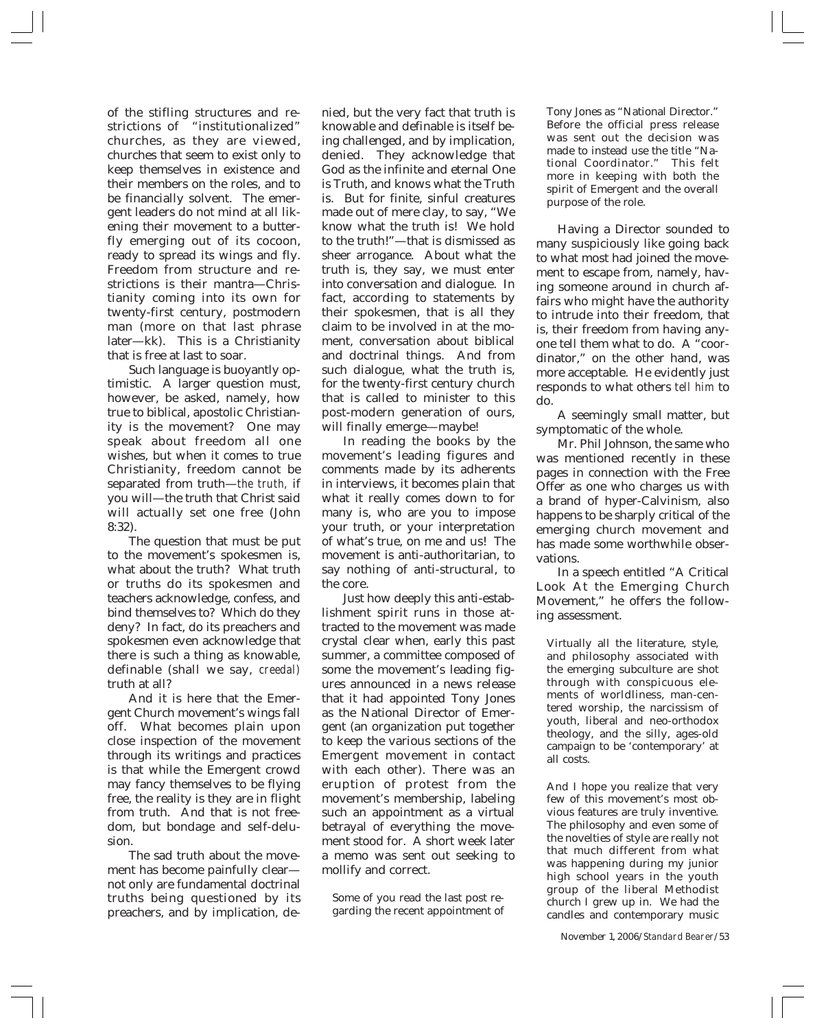of the stifling structures and restrictions of "institutionalized" churches, as they are viewed, churches that seem to exist only to keep themselves in existence and their members on the roles, and to be financially solvent. The emergent leaders do not mind at all likening their movement to a butterfly emerging out of its cocoon, ready to spread its wings and fly. Freedom from structure and restrictions is their mantra—Christianity coming into its own for twenty-first century, postmodern man (more on that last phrase later—kk). This is a Christianity that is free at last to soar.

Such language is buoyantly optimistic. A larger question must, however, be asked, namely, how true to biblical, apostolic Christianity is the movement? One may speak about freedom all one wishes, but when it comes to true Christianity, freedom cannot be separated from truth—*the truth*, if you will—the truth that Christ said will actually set one free (John 8:32).

The question that must be put to the movement's spokesmen is, what about the truth? What truth or truths do its spokesmen and teachers acknowledge, confess, and bind themselves to? Which do they deny? In fact, do its preachers and spokesmen even acknowledge that there is such a thing as knowable, definable (shall we say, *creedal*) truth at all?

And it is here that the Emergent Church movement's wings fall off. What becomes plain upon close inspection of the movement through its writings and practices is that while the Emergent crowd may fancy themselves to be flying free, the reality is they are in flight from truth. And that is not freedom, but bondage and self-delusion.

The sad truth about the movement has become painfully clear—not only are fundamental doctrinal truths being questioned by its preachers, and by implication, denied, but the very fact that truth is knowable and definable is itself being challenged, and by implication, denied. They acknowledge that God as the infinite and eternal One is Truth, and knows what the Truth is. But for finite, sinful creatures made out of mere clay, to say, "We know what the truth is! We hold to the truth!"—that is dismissed as sheer arrogance. About what the truth is, they say, we must enter into conversation and dialogue. In fact, according to statements by their spokesmen, that is all they claim to be involved in at the moment, conversation about biblical and doctrinal things. And from such dialogue, what the truth is, for the twenty-first century church that is called to minister to this post-modern generation of ours, will finally emerge—maybe!

In reading the books by the movement's leading figures and comments made by its adherents in interviews, it becomes plain that what it really comes down to for many is, who are you to impose your truth, or your interpretation of what's true, on me and us! The movement is anti-authoritarian, to say nothing of anti-structural, to the core.

Just how deeply this anti-establishment spirit runs in those attracted to the movement was made crystal clear when, early this past summer, a committee composed of some the movement's leading figures announced in a news release that it had appointed Tony Jones as the National Director of Emergent (an organization put together to keep the various sections of the Emergent movement in contact with each other). There was an eruption of protest from the movement's membership, labeling such an appointment as a virtual betrayal of everything the movement stood for. A short week later a memo was sent out seeking to mollify and correct.

> Some of you read the last post regarding the recent appointment of Tony Jones as "National Director." Before the official press release was sent out the decision was made to instead use the title "National Coordinator." This felt more in keeping with both the spirit of Emergent and the overall purpose of the role.

Having a Director sounded to many suspiciously like going back to what most had joined the movement to escape from, namely, having someone around in church affairs who might have the authority to intrude into their freedom, that is, their freedom from having anyone tell them what to do. A "coordinator," on the other hand, was more acceptable. He evidently just responds to what others *tell him* to do.

A seemingly small matter, but symptomatic of the whole.

Mr. Phil Johnson, the same who was mentioned recently in these pages in connection with the Free Offer as one who charges us with a brand of hyper-Calvinism, also happens to be sharply critical of the emerging church movement and has made some worthwhile observations.

In a speech entitled "A Critical Look At the Emerging Church Movement," he offers the following assessment.

> Virtually all the literature, style, and philosophy associated with the emerging subculture are shot through with conspicuous elements of worldliness, man-centered worship, the narcissism of youth, liberal and neo-orthodox theology, and the silly, ages-old campaign to be 'contemporary' at all costs.
>
> And I hope you realize that very few of this movement's most obvious features are truly inventive. The philosophy and even some of the novelties of style are really not that much different from what was happening during my junior high school years in the youth group of the liberal Methodist church I grew up in. We had the candles and contemporary music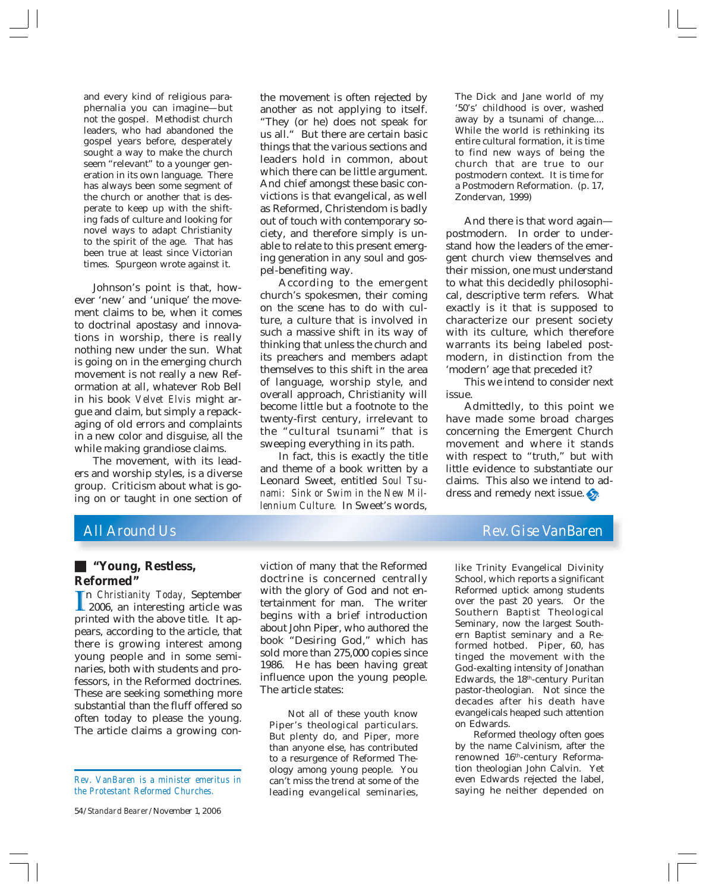and every kind of religious paraphernalia you can imagine—but not the gospel. Methodist church leaders, who had abandoned the gospel years before, desperately sought a way to make the church seem "relevant" to a younger generation in its own language. There has always been some segment of the church or another that is desperate to keep up with the shifting fads of culture and looking for novel ways to adapt Christianity to the spirit of the age. That has been true at least since Victorian times. Spurgeon wrote against it.

Johnson's point is that, however 'new' and 'unique' the movement claims to be, when it comes to doctrinal apostasy and innovations in worship, there is really nothing new under the sun. What is going on in the emerging church movement is not really a new Reformation at all, whatever Rob Bell in his book *Velvet Elvis* might argue and claim, but simply a repackaging of old errors and complaints in a new color and disguise, all the while making grandiose claims.

The movement, with its leaders and worship styles, is a diverse group. Criticism about what is going on or taught in one section of the movement is often rejected by another as not applying to itself. "They (or he) does not speak for us all." But there are certain basic things that the various sections and leaders hold in common, about which there can be little argument. And chief amongst these basic convictions is that evangelical, as well as Reformed, Christendom is badly out of touch with contemporary society, and therefore simply is unable to relate to this present emerging generation in any soul and gospel-benefiting way.

According to the emergent church's spokesmen, their coming on the scene has to do with culture, a culture that is involved in such a massive shift in its way of thinking that unless the church and its preachers and members adapt themselves to this shift in the area of language, worship style, and overall approach, Christianity will become little but a footnote to the twenty-first century, irrelevant to the "cultural tsunami" that is sweeping everything in its path.

In fact, this is exactly the title and theme of a book written by a Leonard Sweet, entitled *Soul Tsunami: Sink or Swim in the New Millennium Culture.* In Sweet's words,

> The Dick and Jane world of my '50's' childhood is over, washed away by a tsunami of change.... While the world is rethinking its entire cultural formation, it is time to find new ways of being the church that are true to our postmodern context. It is time for a Postmodern Reformation. (p. 17, Zondervan, 1999)

And there is that word again—postmodern. In order to understand how the leaders of the emergent church view themselves and their mission, one must understand to what this decidedly philosophical, descriptive term refers. What exactly is it that is supposed to characterize our present society with its culture, which therefore warrants its being labeled postmodern, in distinction from the 'modern' age that preceded it?

This we intend to consider next issue.

Admittedly, to this point we have made some broad charges concerning the Emergent Church movement and where it stands with respect to "truth," but with little evidence to substantiate our claims. This also we intend to address and remedy next issue.

## All Around Us — Rev. Gise VanBaren

### "Young, Restless, Reformed"

In *Christianity Today,* September 2006, an interesting article was printed with the above title. It appears, according to the article, that there is growing interest among young people and in some seminaries, both with students and professors, in the Reformed doctrines. These are seeking something more substantial than the fluff offered so often today to please the young. The article claims a growing conviction of many that the Reformed doctrine is concerned centrally with the glory of God and not entertainment for man. The writer begins with a brief introduction about John Piper, who authored the book "Desiring God," which has sold more than 275,000 copies since 1986. He has been having great influence upon the young people. The article states:

> Not all of these youth know Piper's theological particulars. But plenty do, and Piper, more than anyone else, has contributed to a resurgence of Reformed Theology among young people. You can't miss the trend at some of the leading evangelical seminaries, like Trinity Evangelical Divinity School, which reports a significant Reformed uptick among students over the past 20 years. Or the Southern Baptist Theological Seminary, now the largest Southern Baptist seminary and a Reformed hotbed. Piper, 60, has tinged the movement with the God-exalting intensity of Jonathan Edwards, the 18th-century Puritan pastor-theologian. Not since the decades after his death have evangelicals heaped such attention on Edwards.
>
> Reformed theology often goes by the name Calvinism, after the renowned 16th-century Reformation theologian John Calvin. Yet even Edwards rejected the label, saying he neither depended on

*Rev. VanBaren is a minister emeritus in the Protestant Reformed Churches.*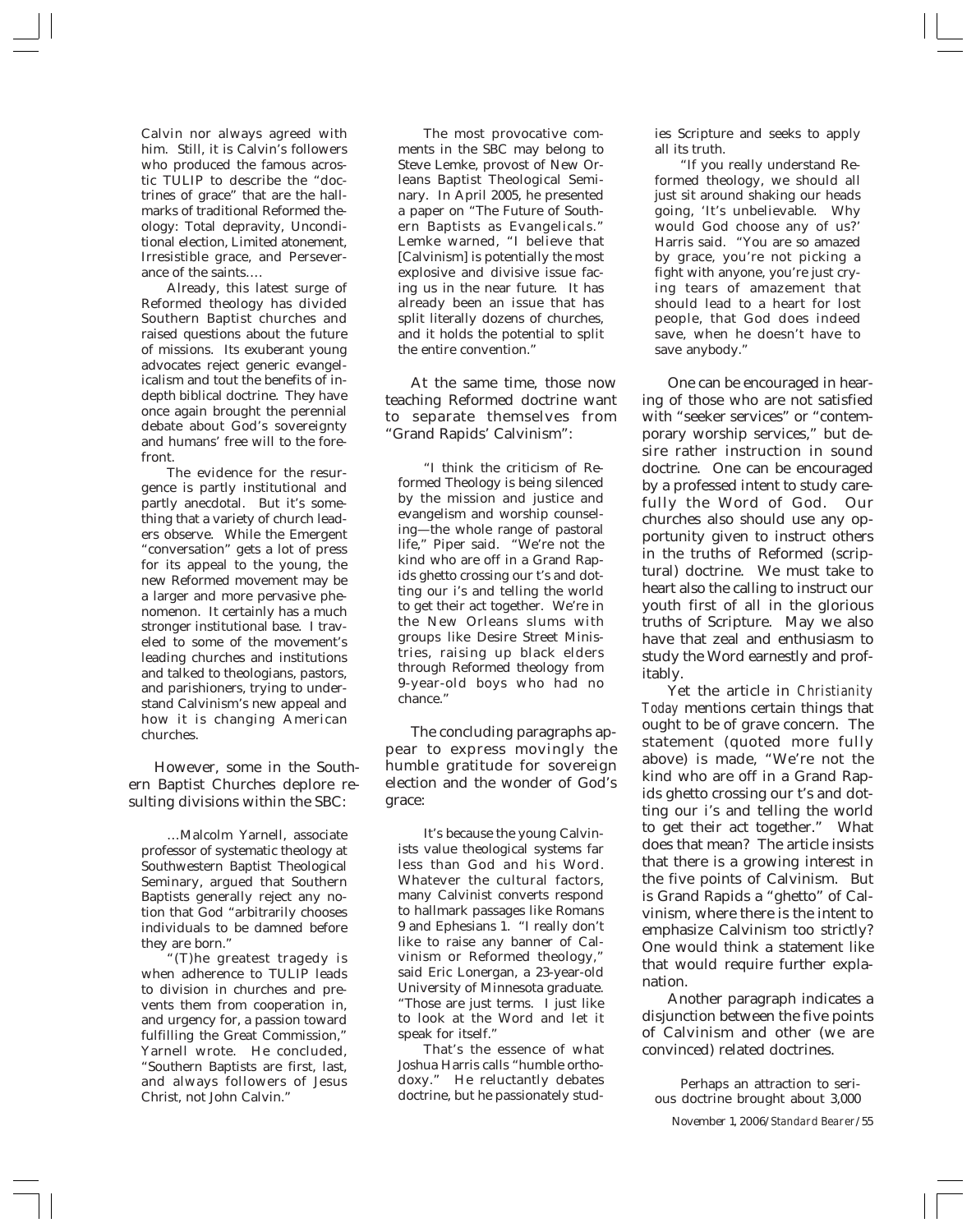Calvin nor always agreed with him. Still, it is Calvin's followers who produced the famous acrostic TULIP to describe the "doctrines of grace" that are the hallmarks of traditional Reformed theology: Total depravity, Unconditional election, Limited atonement, Irresistible grace, and Perseverance of the saints....

> Already, this latest surge of Reformed theology has divided Southern Baptist churches and raised questions about the future of missions. Its exuberant young advocates reject generic evangelicalism and tout the benefits of in-depth biblical doctrine. They have once again brought the perennial debate about God's sovereignty and humans' free will to the forefront.
>
> The evidence for the resurgence is partly institutional and partly anecdotal. But it's something that a variety of church leaders observe. While the Emergent "conversation" gets a lot of press for its appeal to the young, the new Reformed movement may be a larger and more pervasive phenomenon. It certainly has a much stronger institutional base. I traveled to some of the movement's leading churches and institutions and talked to theologians, pastors, and parishioners, trying to understand Calvinism's new appeal and how it is changing American churches.

However, some in the Southern Baptist Churches deplore resulting divisions within the SBC:

> ...Malcolm Yarnell, associate professor of systematic theology at Southwestern Baptist Theological Seminary, argued that Southern Baptists generally reject any notion that God "arbitrarily chooses individuals to be damned before they are born."
>
> "(T)he greatest tragedy is when adherence to TULIP leads to division in churches and prevents them from cooperation in, and urgency for, a passion toward fulfilling the Great Commission," Yarnell wrote. He concluded, "Southern Baptists are first, last, and always followers of Jesus Christ, not John Calvin."
>
> The most provocative comments in the SBC may belong to Steve Lemke, provost of New Orleans Baptist Theological Seminary. In April 2005, he presented a paper on "The Future of Southern Baptists as Evangelicals." Lemke warned, "I believe that [Calvinism] is potentially the most explosive and divisive issue facing us in the near future. It has already been an issue that has split literally dozens of churches, and it holds the potential to split the entire convention."

At the same time, those now teaching Reformed doctrine want to separate themselves from "Grand Rapids' Calvinism":

> "I think the criticism of Reformed Theology is being silenced by the mission and justice and evangelism and worship counseling—the whole range of pastoral life," Piper said. "We're not the kind who are off in a Grand Rapids ghetto crossing our t's and dotting our i's and telling the world to get their act together. We're in the New Orleans slums with groups like Desire Street Ministries, raising up black elders through Reformed theology from 9-year-old boys who had no chance."

The concluding paragraphs appear to express movingly the humble gratitude for sovereign election and the wonder of God's grace:

> It's because the young Calvinists value theological systems far less than God and his Word. Whatever the cultural factors, many Calvinist converts respond to hallmark passages like Romans 9 and Ephesians 1. "I really don't like to raise any banner of Calvinism or Reformed theology," said Eric Lonergan, a 23-year-old University of Minnesota graduate. "Those are just terms. I just like to look at the Word and let it speak for itself."
>
> That's the essence of what Joshua Harris calls "humble orthodoxy." He reluctantly debates doctrine, but he passionately studies Scripture and seeks to apply all its truth.
>
> "If you really understand Reformed theology, we should all just sit around shaking our heads going, 'It's unbelievable. Why would God choose any of us?' Harris said. "You are so amazed by grace, you're not picking a fight with anyone, you're just crying tears of amazement that should lead to a heart for lost people, that God does indeed save, when he doesn't have to save anybody."

One can be encouraged in hearing of those who are not satisfied with "seeker services" or "contemporary worship services," but desire rather instruction in sound doctrine. One can be encouraged by a professed intent to study carefully the Word of God. Our churches also should use any opportunity given to instruct others in the truths of Reformed (scriptural) doctrine. We must take to heart also the calling to instruct our youth first of all in the glorious truths of Scripture. May we also have that zeal and enthusiasm to study the Word earnestly and profitably.

Yet the article in *Christianity Today* mentions certain things that ought to be of grave concern. The statement (quoted more fully above) is made, "We're not the kind who are off in a Grand Rapids ghetto crossing our t's and dotting our i's and telling the world to get their act together." What does that mean? The article insists that there is a growing interest in the five points of Calvinism. But is Grand Rapids a "ghetto" of Calvinism, where there is the intent to emphasize Calvinism too strictly? One would think a statement like that would require further explanation.

Another paragraph indicates a disjunction between the five points of Calvinism and other (we are convinced) related doctrines.

> Perhaps an attraction to serious doctrine brought about 3,000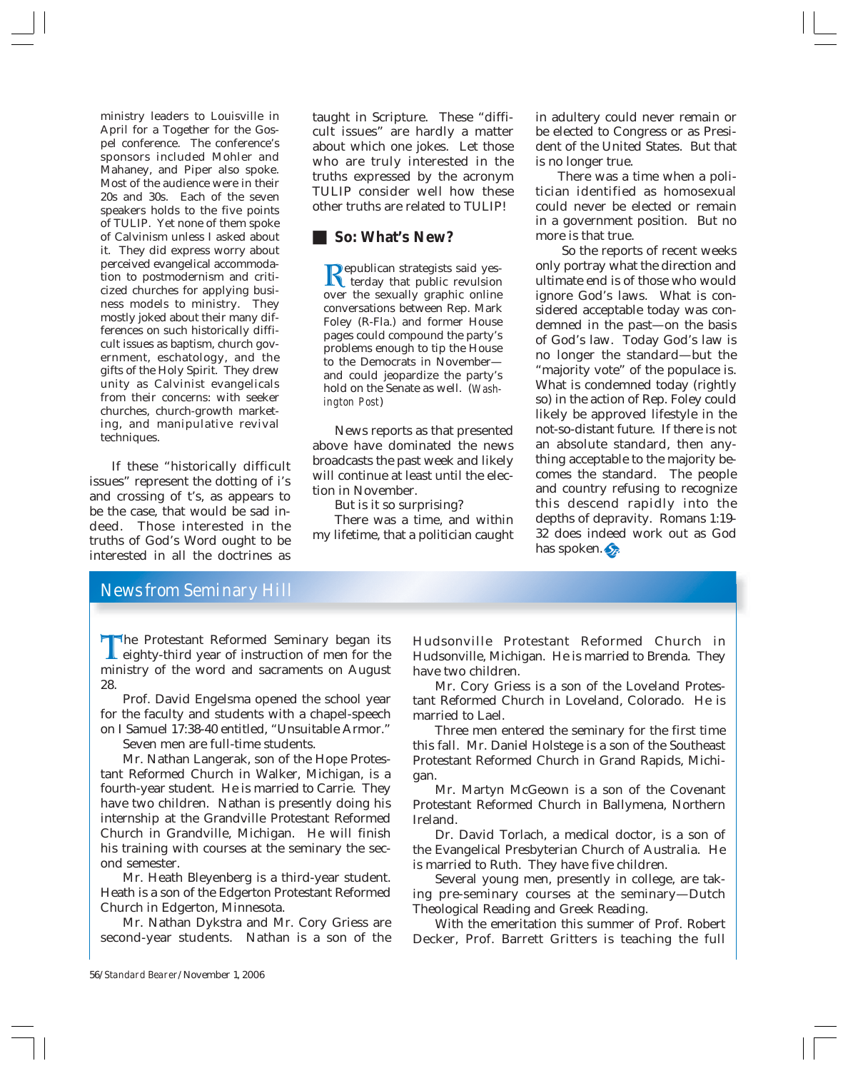ministry leaders to Louisville in April for a Together for the Gospel conference. The conference's sponsors included Mohler and Mahaney, and Piper also spoke. Most of the audience were in their 20s and 30s. Each of the seven speakers holds to the five points of TULIP. Yet none of them spoke of Calvinism unless I asked about it. They did express worry about perceived evangelical accommodation to postmodernism and criticized churches for applying business models to ministry. They mostly joked about their many differences on such historically difficult issues as baptism, church government, eschatology, and the gifts of the Holy Spirit. They drew unity as Calvinist evangelicals from their concerns: with seeker churches, church-growth marketing, and manipulative revival techniques.

If these "historically difficult issues" represent the dotting of i's and crossing of t's, as appears to be the case, that would be sad indeed. Those interested in the truths of God's Word ought to be interested in all the doctrines as taught in Scripture. These "difficult issues" are hardly a matter about which one jokes. Let those who are truly interested in the truths expressed by the acronym TULIP consider well how these other truths are related to TULIP!

### So: What's New?

Republican strategists said yesterday that public revulsion over the sexually graphic online conversations between Rep. Mark Foley (R-Fla.) and former House pages could compound the party's problems enough to tip the House to the Democrats in November—and could jeopardize the party's hold on the Senate as well. (*Washington Post*)

News reports as that presented above have dominated the news broadcasts the past week and likely will continue at least until the election in November.

But is it so surprising?

There was a time, and within my lifetime, that a politician caught in adultery could never remain or be elected to Congress or as President of the United States. But that is no longer true.

There was a time when a politician identified as homosexual could never be elected or remain in a government position. But no more is that true.

So the reports of recent weeks only portray what the direction and ultimate end is of those who would ignore God's laws. What is considered acceptable today was condemned in the past—on the basis of God's law. Today God's law is no longer the standard—but the "majority vote" of the populace is. What is condemned today (rightly so) in the action of Rep. Foley could likely be approved lifestyle in the not-so-distant future. If there is not an absolute standard, then anything acceptable to the majority becomes the standard. The people and country refusing to recognize this descend rapidly into the depths of depravity. Romans 1:19-32 does indeed work out as God has spoken.

## News from Seminary Hill

The Protestant Reformed Seminary began its eighty-third year of instruction of men for the ministry of the word and sacraments on August 28.

Prof. David Engelsma opened the school year for the faculty and students with a chapel-speech on I Samuel 17:38-40 entitled, "Unsuitable Armor."

Seven men are full-time students.

Mr. Nathan Langerak, son of the Hope Protestant Reformed Church in Walker, Michigan, is a fourth-year student. He is married to Carrie. They have two children. Nathan is presently doing his internship at the Grandville Protestant Reformed Church in Grandville, Michigan. He will finish his training with courses at the seminary the second semester.

Mr. Heath Bleyenberg is a third-year student. Heath is a son of the Edgerton Protestant Reformed Church in Edgerton, Minnesota.

Mr. Nathan Dykstra and Mr. Cory Griess are second-year students. Nathan is a son of the Hudsonville Protestant Reformed Church in Hudsonville, Michigan. He is married to Brenda. They have two children.

Mr. Cory Griess is a son of the Loveland Protestant Reformed Church in Loveland, Colorado. He is married to Lael.

Three men entered the seminary for the first time this fall. Mr. Daniel Holstege is a son of the Southeast Protestant Reformed Church in Grand Rapids, Michigan.

Mr. Martyn McGeown is a son of the Covenant Protestant Reformed Church in Ballymena, Northern Ireland.

Dr. David Torlach, a medical doctor, is a son of the Evangelical Presbyterian Church of Australia. He is married to Ruth. They have five children.

Several young men, presently in college, are taking pre-seminary courses at the seminary—Dutch Theological Reading and Greek Reading.

With the emeritation this summer of Prof. Robert Decker, Prof. Barrett Gritters is teaching the full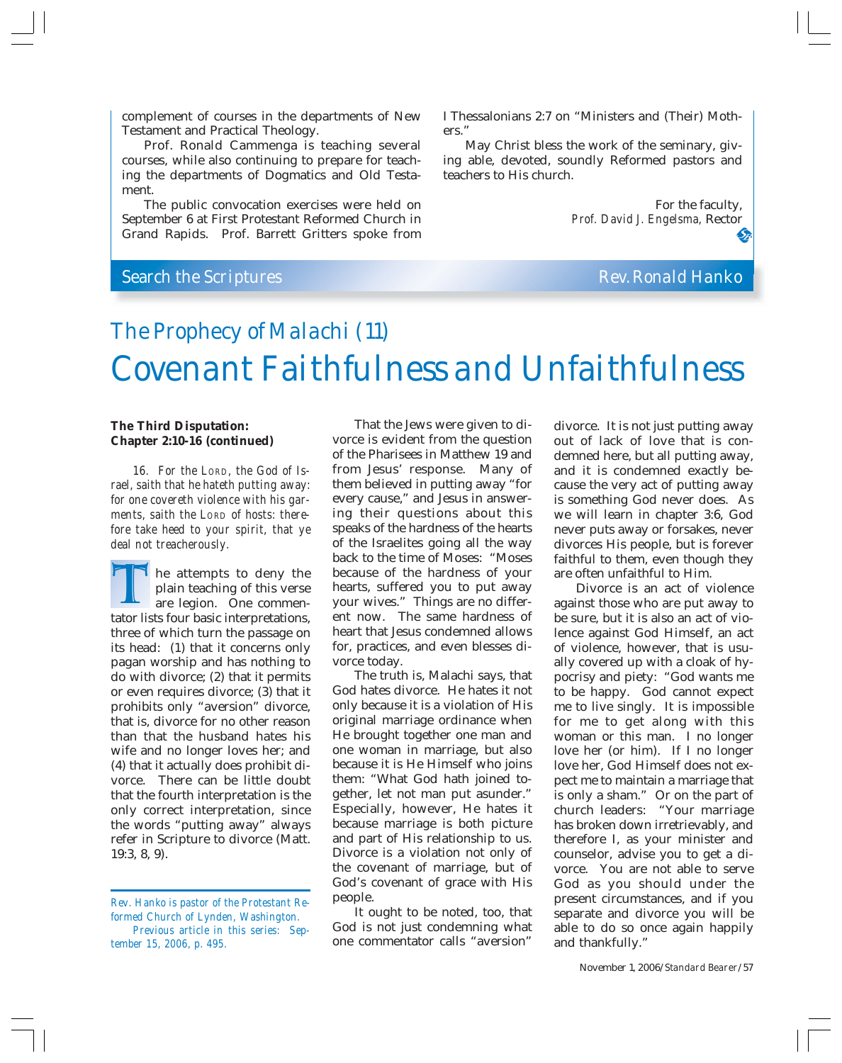complement of courses in the departments of New Testament and Practical Theology.

Prof. Ronald Cammenga is teaching several courses, while also continuing to prepare for teaching the departments of Dogmatics and Old Testament.

The public convocation exercises were held on September 6 at First Protestant Reformed Church in Grand Rapids. Prof. Barrett Gritters spoke from I Thessalonians 2:7 on "Ministers and (Their) Mothers."

May Christ bless the work of the seminary, giving able, devoted, soundly Reformed pastors and teachers to His church.

For the faculty,
*Prof. David J. Engelsma,* Rector

---

Search the Scriptures — Rev. Ronald Hanko

## *The Prophecy of Malachi (11)*

# Covenant Faithfulness and Unfaithfulness

**The Third Disputation: Chapter 2:10-16 (continued)**

*16. For the* L<small>ORD</small>*, the God of Israel, saith that he hateth putting away: for one covereth violence with his garments, saith the* L<small>ORD</small> *of hosts: therefore take heed to your spirit, that ye deal not treacherously.*

The attempts to deny the plain teaching of this verse are legion. One commentator lists four basic interpretations, three of which turn the passage on its head: (1) that it concerns only pagan worship and has nothing to do with divorce; (2) that it permits or even requires divorce; (3) that it prohibits only "aversion" divorce, that is, divorce for no other reason than that the husband hates his wife and no longer loves her; and (4) that it actually does prohibit divorce. There can be little doubt that the fourth interpretation is the only correct interpretation, since the words "putting away" always refer in Scripture to divorce (Matt. 19:3, 8, 9).

That the Jews were given to divorce is evident from the question of the Pharisees in Matthew 19 and from Jesus' response. Many of them believed in putting away "for every cause," and Jesus in answering their questions about this speaks of the hardness of the hearts of the Israelites going all the way back to the time of Moses: "Moses because of the hardness of your hearts, suffered you to put away your wives." Things are no different now. The same hardness of heart that Jesus condemned allows for, practices, and even blesses divorce today.

The truth is, Malachi says, that God hates divorce. He hates it not only because it is a violation of His original marriage ordinance when He brought together one man and one woman in marriage, but also because it is He Himself who joins them: "What God hath joined together, let not man put asunder." Especially, however, He hates it because marriage is both picture and part of His relationship to us. Divorce is a violation not only of the covenant of marriage, but of God's covenant of grace with His people.

It ought to be noted, too, that God is not just condemning what one commentator calls "aversion" divorce. It is not just putting away out of lack of love that is condemned here, but all putting away, and it is condemned exactly because the very act of putting away is something God never does. As we will learn in chapter 3:6, God never puts away or forsakes, never divorces His people, but is forever faithful to them, even though they are often unfaithful to Him.

Divorce is an act of violence against those who are put away to be sure, but it is also an act of violence against God Himself, an act of violence, however, that is usually covered up with a cloak of hypocrisy and piety: "God wants me to be happy. God cannot expect me to live singly. It is impossible for me to get along with this woman or this man. I no longer love her (or him). If I no longer love her, God Himself does not expect me to maintain a marriage that is only a sham." Or on the part of church leaders: "Your marriage has broken down irretrievably, and therefore I, as your minister and counselor, advise you to get a divorce. You are not able to serve God as you should under the present circumstances, and if you separate and divorce you will be able to do so once again happily and thankfully."

---

*Rev. Hanko is pastor of the Protestant Reformed Church of Lynden, Washington.*

*Previous article in this series: September 15, 2006, p. 495.*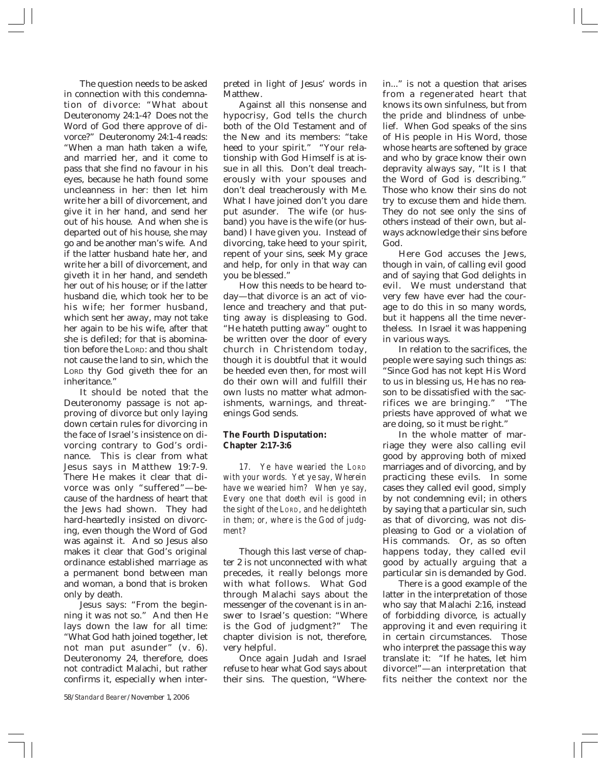The question needs to be asked in connection with this condemnation of divorce: "What about Deuteronomy 24:1-4? Does not the Word of God there approve of divorce?" Deuteronomy 24:1-4 reads: "When a man hath taken a wife, and married her, and it come to pass that she find no favour in his eyes, because he hath found some uncleanness in her: then let him write her a bill of divorcement, and give it in her hand, and send her out of his house. And when she is departed out of his house, she may go and be another man's wife. And if the latter husband hate her, and write her a bill of divorcement, and giveth it in her hand, and sendeth her out of his house; or if the latter husband die, which took her to be his wife; her former husband, which sent her away, may not take her again to be his wife, after that she is defiled; for that is abomination before the LORD: and thou shalt not cause the land to sin, which the LORD thy God giveth thee for an inheritance."

It should be noted that the Deuteronomy passage is not approving of divorce but only laying down certain rules for divorcing in the face of Israel's insistence on divorcing contrary to God's ordinance. This is clear from what Jesus says in Matthew 19:7-9. There He makes it clear that divorce was only "suffered"—because of the hardness of heart that the Jews had shown. They had hard-heartedly insisted on divorcing, even though the Word of God was against it. And so Jesus also makes it clear that God's original ordinance established marriage as a permanent bond between man and woman, a bond that is broken only by death.

Jesus says: "From the beginning it was not so." And then He lays down the law for all time: "What God hath joined together, let not man put asunder" (v. 6). Deuteronomy 24, therefore, does not contradict Malachi, but rather confirms it, especially when interpreted in light of Jesus' words in Matthew.

Against all this nonsense and hypocrisy, God tells the church both of the Old Testament and of the New and its members: "take heed to your spirit." "Your relationship with God Himself is at issue in all this. Don't deal treacherously with your spouses and don't deal treacherously with Me. What I have joined don't you dare put asunder. The wife (or husband) you have is the wife (or husband) I have given you. Instead of divorcing, take heed to your spirit, repent of your sins, seek My grace and help, for only in that way can you be blessed."

How this needs to be heard today—that divorce is an act of violence and treachery and that putting away is displeasing to God. "He hateth putting away" ought to be written over the door of every church in Christendom today, though it is doubtful that it would be heeded even then, for most will do their own will and fulfill their own lusts no matter what admonishments, warnings, and threatenings God sends.

**The Fourth Disputation: Chapter 2:17-3:6**

*17. Ye have wearied the LORD with your words. Yet ye say, Wherein have we wearied him? When ye say, Every one that doeth evil is good in the sight of the LORD, and he delighteth in them; or, where is the God of judgment?*

Though this last verse of chapter 2 is not unconnected with what precedes, it really belongs more with what follows. What God through Malachi says about the messenger of the covenant is in answer to Israel's question: "Where is the God of judgment?" The chapter division is not, therefore, very helpful.

Once again Judah and Israel refuse to hear what God says about their sins. The question, "Wherein..." is not a question that arises from a regenerated heart that knows its own sinfulness, but from the pride and blindness of unbelief. When God speaks of the sins of His people in His Word, those whose hearts are softened by grace and who by grace know their own depravity always say, "It is I that the Word of God is describing." Those who know their sins do not try to excuse them and hide them. They do not see only the sins of others instead of their own, but always acknowledge their sins before God.

Here God accuses the Jews, though in vain, of calling evil good and of saying that God delights in evil. We must understand that very few have ever had the courage to do this in so many words, but it happens all the time nevertheless. In Israel it was happening in various ways.

In relation to the sacrifices, the people were saying such things as: "Since God has not kept His Word to us in blessing us, He has no reason to be dissatisfied with the sacrifices we are bringing." "The priests have approved of what we are doing, so it must be right."

In the whole matter of marriage they were also calling evil good by approving both of mixed marriages and of divorcing, and by practicing these evils. In some cases they called evil good, simply by not condemning evil; in others by saying that a particular sin, such as that of divorcing, was not displeasing to God or a violation of His commands. Or, as so often happens today, they called evil good by actually arguing that a particular sin is demanded by God.

There is a good example of the latter in the interpretation of those who say that Malachi 2:16, instead of forbidding divorce, is actually approving it and even requiring it in certain circumstances. Those who interpret the passage this way translate it: "If he hates, let him divorce!"—an interpretation that fits neither the context nor the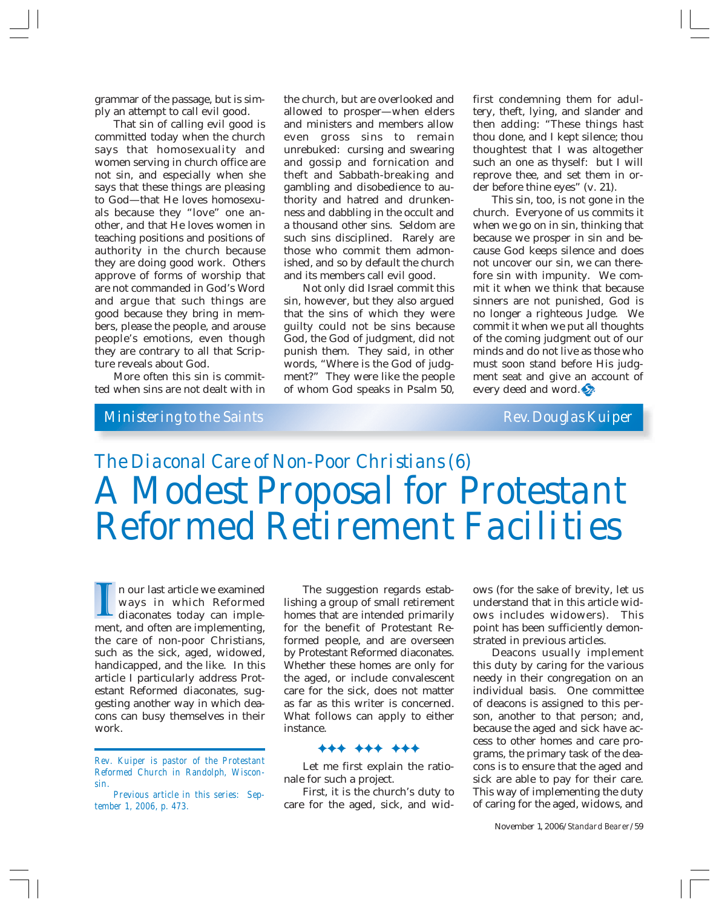grammar of the passage, but is simply an attempt to call evil good.

That sin of calling evil good is committed today when the church says that homosexuality and women serving in church office are not sin, and especially when she says that these things are pleasing to God—that He loves homosexuals because they "love" one another, and that He loves women in teaching positions and positions of authority in the church because they are doing good work. Others approve of forms of worship that are not commanded in God's Word and argue that such things are good because they bring in members, please the people, and arouse people's emotions, even though they are contrary to all that Scripture reveals about God.

More often this sin is committed when sins are not dealt with in the church, but are overlooked and allowed to prosper—when elders and ministers and members allow even gross sins to remain unrebuked: cursing and swearing and gossip and fornication and theft and Sabbath-breaking and gambling and disobedience to authority and hatred and drunkenness and dabbling in the occult and a thousand other sins. Seldom are such sins disciplined. Rarely are those who commit them admonished, and so by default the church and its members call evil good.

Not only did Israel commit this sin, however, but they also argued that the sins of which they were guilty could not be sins because God, the God of judgment, did not punish them. They said, in other words, "Where is the God of judgment?" They were like the people of whom God speaks in Psalm 50, first condemning them for adultery, theft, lying, and slander and then adding: "These things hast thou done, and I kept silence; thou thoughtest that I was altogether such an one as thyself: but I will reprove thee, and set them in order before thine eyes" (v. 21).

This sin, too, is not gone in the church. Everyone of us commits it when we go on in sin, thinking that because we prosper in sin and because God keeps silence and does not uncover our sin, we can therefore sin with impunity. We commit it when we think that because sinners are not punished, God is no longer a righteous Judge. We commit it when we put all thoughts of the coming judgment out of our minds and do not live as those who must soon stand before His judgment seat and give an account of every deed and word.

---

Ministering to the Saints — Rev. Douglas Kuiper

## The Diaconal Care of Non-Poor Christians (6)

# A Modest Proposal for Protestant Reformed Retirement Facilities

In our last article we examined ways in which Reformed diaconates today can implement, and often are implementing, the care of non-poor Christians, such as the sick, aged, widowed, handicapped, and the like. In this article I particularly address Protestant Reformed diaconates, suggesting another way in which deacons can busy themselves in their work.

*Rev. Kuiper is pastor of the Protestant Reformed Church in Randolph, Wisconsin.*

*Previous article in this series: September 1, 2006, p. 473.*

The suggestion regards establishing a group of small retirement homes that are intended primarily for the benefit of Protestant Reformed people, and are overseen by Protestant Reformed diaconates. Whether these homes are only for the aged, or include convalescent care for the sick, does not matter as far as this writer is concerned. What follows can apply to either instance.

✦✦✦ ✦✦✦ ✦✦✦

Let me first explain the rationale for such a project.

First, it is the church's duty to care for the aged, sick, and widows (for the sake of brevity, let us understand that in this article widows includes widowers). This point has been sufficiently demonstrated in previous articles.

Deacons usually implement this duty by caring for the various needy in their congregation on an individual basis. One committee of deacons is assigned to this person, another to that person; and, because the aged and sick have access to other homes and care programs, the primary task of the deacons is to ensure that the aged and sick are able to pay for their care. This way of implementing the duty of caring for the aged, widows, and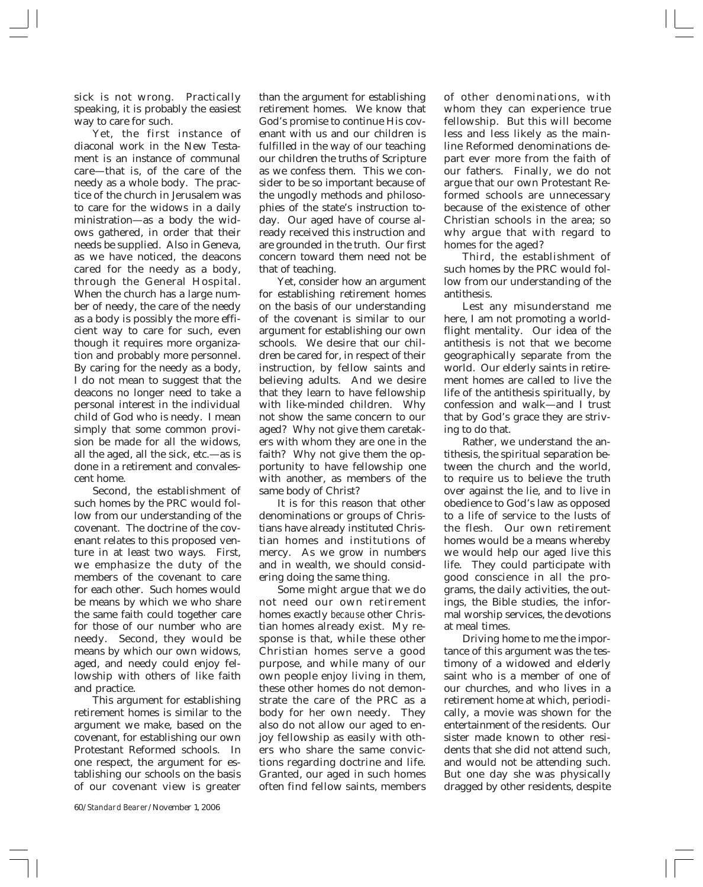sick is not wrong. Practically speaking, it is probably the easiest way to care for such.

Yet, the first instance of diaconal work in the New Testament is an instance of communal care—that is, of the care of the needy as a whole body. The practice of the church in Jerusalem was to care for the widows in a daily ministration—as a body the widows gathered, in order that their needs be supplied. Also in Geneva, as we have noticed, the deacons cared for the needy as a body, through the General Hospital. When the church has a large number of needy, the care of the needy as a body is possibly the more efficient way to care for such, even though it requires more organization and probably more personnel. By caring for the needy as a body, I do not mean to suggest that the deacons no longer need to take a personal interest in the individual child of God who is needy. I mean simply that some common provision be made for all the widows, all the aged, all the sick, etc.—as is done in a retirement and convalescent home.

Second, the establishment of such homes by the PRC would follow from our understanding of the covenant. The doctrine of the covenant relates to this proposed venture in at least two ways. First, we emphasize the duty of the members of the covenant to care for each other. Such homes would be means by which we who share the same faith could together care for those of our number who are needy. Second, they would be means by which our own widows, aged, and needy could enjoy fellowship with others of like faith and practice.

This argument for establishing retirement homes is similar to the argument we make, based on the covenant, for establishing our own Protestant Reformed schools. In one respect, the argument for establishing our schools on the basis of our covenant view is greater than the argument for establishing retirement homes. We know that God's promise to continue His covenant with us and our children is fulfilled in the way of our teaching our children the truths of Scripture as we confess them. This we consider to be so important because of the ungodly methods and philosophies of the state's instruction today. Our aged have of course already received this instruction and are grounded in the truth. Our first concern toward them need not be that of teaching.

Yet, consider how an argument for establishing retirement homes on the basis of our understanding of the covenant is similar to our argument for establishing our own schools. We desire that our children be cared for, in respect of their instruction, by fellow saints and believing adults. And we desire that they learn to have fellowship with like-minded children. Why not show the same concern to our aged? Why not give them caretakers with whom they are one in the faith? Why not give them the opportunity to have fellowship one with another, as members of the same body of Christ?

It is for this reason that other denominations or groups of Christians have already instituted Christian homes and institutions of mercy. As we grow in numbers and in wealth, we should considering doing the same thing.

Some might argue that we do not need our own retirement homes exactly *because* other Christian homes already exist. My response is that, while these other Christian homes serve a good purpose, and while many of our own people enjoy living in them, these other homes do not demonstrate the care of the PRC as a body for her own needy. They also do not allow our aged to enjoy fellowship as easily with others who share the same convictions regarding doctrine and life. Granted, our aged in such homes often find fellow saints, members of other denominations, with whom they can experience true fellowship. But this will become less and less likely as the mainline Reformed denominations depart ever more from the faith of our fathers. Finally, we do not argue that our own Protestant Reformed schools are unnecessary because of the existence of other Christian schools in the area; so why argue that with regard to homes for the aged?

Third, the establishment of such homes by the PRC would follow from our understanding of the antithesis.

Lest any misunderstand me here, I am not promoting a world-flight mentality. Our idea of the antithesis is not that we become geographically separate from the world. Our elderly saints in retirement homes are called to live the life of the antithesis spiritually, by confession and walk—and I trust that by God's grace they are striving to do that.

Rather, we understand the antithesis, the spiritual separation between the church and the world, to require us to believe the truth over against the lie, and to live in obedience to God's law as opposed to a life of service to the lusts of the flesh. Our own retirement homes would be a means whereby we would help our aged live this life. They could participate with good conscience in all the programs, the daily activities, the outings, the Bible studies, the informal worship services, the devotions at meal times.

Driving home to me the importance of this argument was the testimony of a widowed and elderly saint who is a member of one of our churches, and who lives in a retirement home at which, periodically, a movie was shown for the entertainment of the residents. Our sister made known to other residents that she did not attend such, and would not be attending such. But one day she was physically dragged by other residents, despite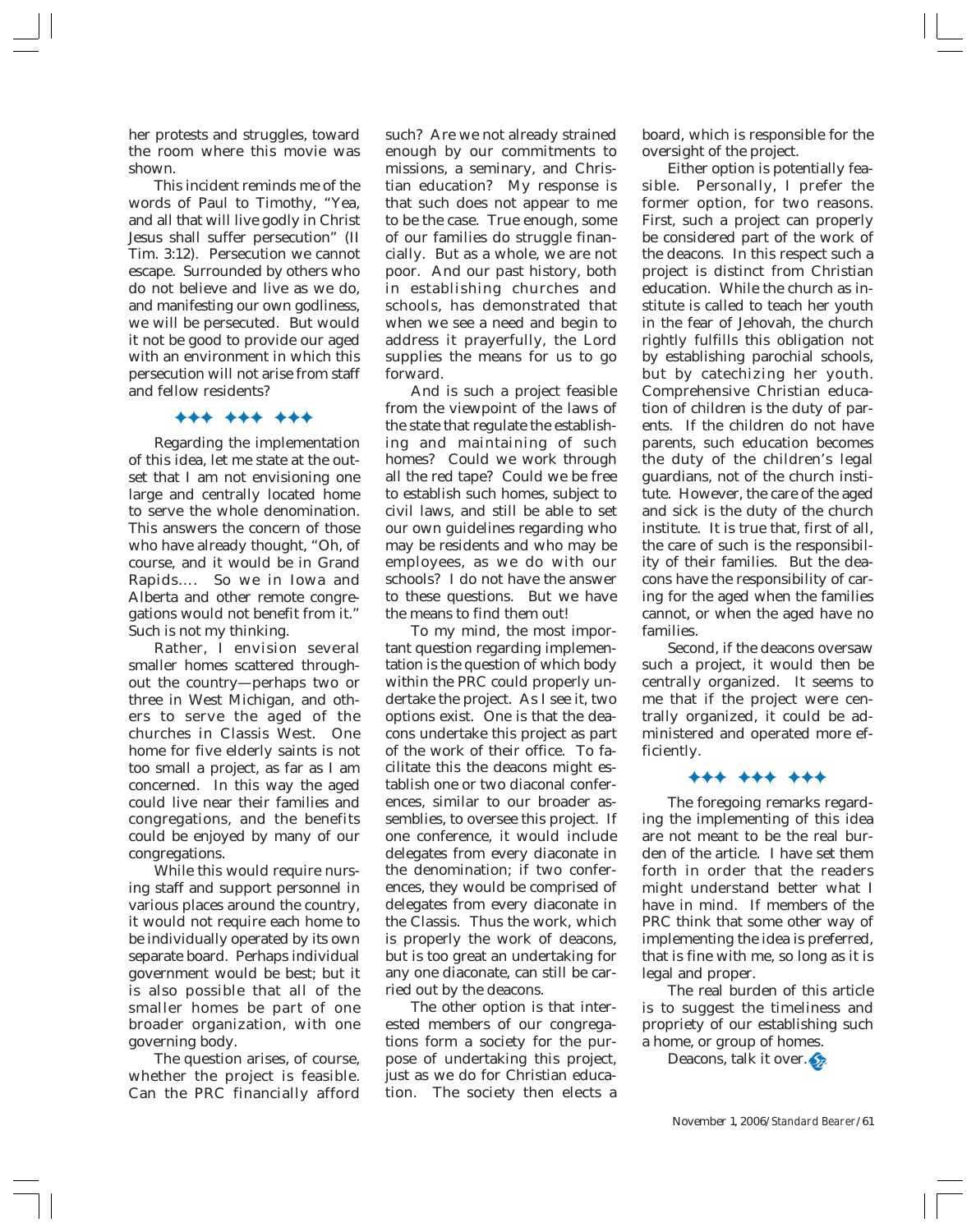her protests and struggles, toward the room where this movie was shown.

This incident reminds me of the words of Paul to Timothy, "Yea, and all that will live godly in Christ Jesus shall suffer persecution" (II Tim. 3:12). Persecution we cannot escape. Surrounded by others who do not believe and live as we do, and manifesting our own godliness, we will be persecuted. But would it not be good to provide our aged with an environment in which this persecution will not arise from staff and fellow residents?

✦✦✦ ✦✦✦ ✦✦✦

Regarding the implementation of this idea, let me state at the outset that I am not envisioning one large and centrally located home to serve the whole denomination. This answers the concern of those who have already thought, "Oh, of course, and it would be in Grand Rapids.... So we in Iowa and Alberta and other remote congregations would not benefit from it." Such is not my thinking.

Rather, I envision several smaller homes scattered throughout the country—perhaps two or three in West Michigan, and others to serve the aged of the churches in Classis West. One home for five elderly saints is not too small a project, as far as I am concerned. In this way the aged could live near their families and congregations, and the benefits could be enjoyed by many of our congregations.

While this would require nursing staff and support personnel in various places around the country, it would not require each home to be individually operated by its own separate board. Perhaps individual government would be best; but it is also possible that all of the smaller homes be part of one broader organization, with one governing body.

The question arises, of course, whether the project is feasible. Can the PRC financially afford such? Are we not already strained enough by our commitments to missions, a seminary, and Christian education? My response is that such does not appear to me to be the case. True enough, some of our families do struggle financially. But as a whole, we are not poor. And our past history, both in establishing churches and schools, has demonstrated that when we see a need and begin to address it prayerfully, the Lord supplies the means for us to go forward.

And is such a project feasible from the viewpoint of the laws of the state that regulate the establishing and maintaining of such homes? Could we work through all the red tape? Could we be free to establish such homes, subject to civil laws, and still be able to set our own guidelines regarding who may be residents and who may be employees, as we do with our schools? I do not have the answer to these questions. But we have the means to find them out!

To my mind, the most important question regarding implementation is the question of which body within the PRC could properly undertake the project. As I see it, two options exist. One is that the deacons undertake this project as part of the work of their office. To facilitate this the deacons might establish one or two diaconal conferences, similar to our broader assemblies, to oversee this project. If one conference, it would include delegates from every diaconate in the denomination; if two conferences, they would be comprised of delegates from every diaconate in the Classis. Thus the work, which is properly the work of deacons, but is too great an undertaking for any one diaconate, can still be carried out by the deacons.

The other option is that interested members of our congregations form a society for the purpose of undertaking this project, just as we do for Christian education. The society then elects a board, which is responsible for the oversight of the project.

Either option is potentially feasible. Personally, I prefer the former option, for two reasons. First, such a project can properly be considered part of the work of the deacons. In this respect such a project is distinct from Christian education. While the church as institute is called to teach her youth in the fear of Jehovah, the church rightly fulfills this obligation not by establishing parochial schools, but by catechizing her youth. Comprehensive Christian education of children is the duty of parents. If the children do not have parents, such education becomes the duty of the children's legal guardians, not of the church institute. However, the care of the aged and sick is the duty of the church institute. It is true that, first of all, the care of such is the responsibility of their families. But the deacons have the responsibility of caring for the aged when the families cannot, or when the aged have no families.

Second, if the deacons oversaw such a project, it would then be centrally organized. It seems to me that if the project were centrally organized, it could be administered and operated more efficiently.

✦✦✦ ✦✦✦ ✦✦✦

The foregoing remarks regarding the implementing of this idea are not meant to be the real burden of the article. I have set them forth in order that the readers might understand better what I have in mind. If members of the PRC think that some other way of implementing the idea is preferred, that is fine with me, so long as it is legal and proper.

The real burden of this article is to suggest the timeliness and propriety of our establishing such a home, or group of homes.

Deacons, talk it over.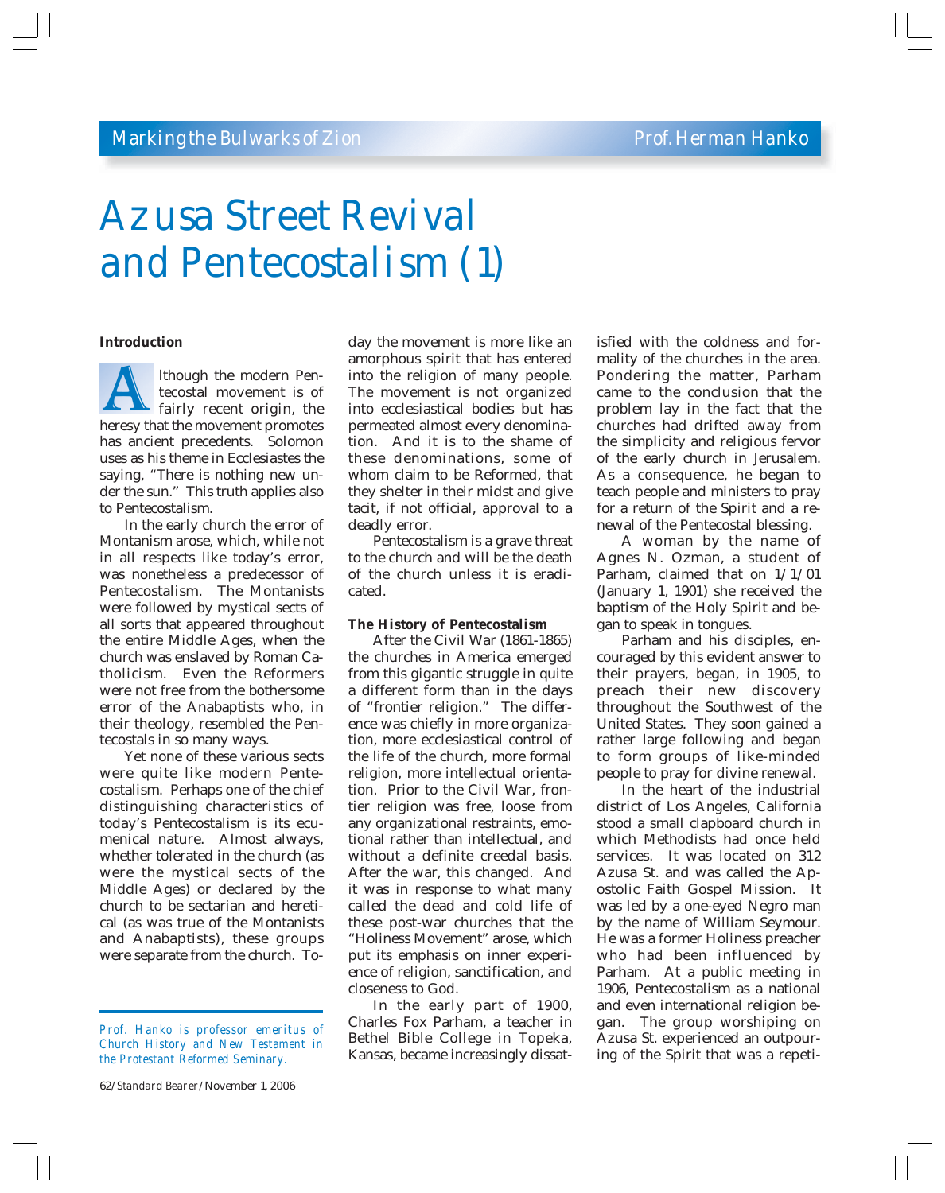Marking the Bulwarks of Zion — Prof. Herman Hanko

# Azusa Street Revival and Pentecostalism (1)

### Introduction

Although the modern Pentecostal movement is of fairly recent origin, the heresy that the movement promotes has ancient precedents. Solomon uses as his theme in Ecclesiastes the saying, "There is nothing new under the sun." This truth applies also to Pentecostalism.

In the early church the error of Montanism arose, which, while not in all respects like today's error, was nonetheless a predecessor of Pentecostalism. The Montanists were followed by mystical sects of all sorts that appeared throughout the entire Middle Ages, when the church was enslaved by Roman Catholicism. Even the Reformers were not free from the bothersome error of the Anabaptists who, in their theology, resembled the Pentecostals in so many ways.

Yet none of these various sects were quite like modern Pentecostalism. Perhaps one of the chief distinguishing characteristics of today's Pentecostalism is its ecumenical nature. Almost always, whether tolerated in the church (as were the mystical sects of the Middle Ages) or declared by the church to be sectarian and heretical (as was true of the Montanists and Anabaptists), these groups were separate from the church. Today the movement is more like an amorphous spirit that has entered into the religion of many people. The movement is not organized into ecclesiastical bodies but has permeated almost every denomination. And it is to the shame of these denominations, some of whom claim to be Reformed, that they shelter in their midst and give tacit, if not official, approval to a deadly error.

Pentecostalism is a grave threat to the church and will be the death of the church unless it is eradicated.

### The History of Pentecostalism

After the Civil War (1861-1865) the churches in America emerged from this gigantic struggle in quite a different form than in the days of "frontier religion." The difference was chiefly in more organization, more ecclesiastical control of the life of the church, more formal religion, more intellectual orientation. Prior to the Civil War, frontier religion was free, loose from any organizational restraints, emotional rather than intellectual, and without a definite creedal basis. After the war, this changed. And it was in response to what many called the dead and cold life of these post-war churches that the "Holiness Movement" arose, which put its emphasis on inner experience of religion, sanctification, and closeness to God.

In the early part of 1900, Charles Fox Parham, a teacher in Bethel Bible College in Topeka, Kansas, became increasingly dissatisfied with the coldness and formality of the churches in the area. Pondering the matter, Parham came to the conclusion that the problem lay in the fact that the churches had drifted away from the simplicity and religious fervor of the early church in Jerusalem. As a consequence, he began to teach people and ministers to pray for a return of the Spirit and a renewal of the Pentecostal blessing.

A woman by the name of Agnes N. Ozman, a student of Parham, claimed that on 1/1/01 (January 1, 1901) she received the baptism of the Holy Spirit and began to speak in tongues.

Parham and his disciples, encouraged by this evident answer to their prayers, began, in 1905, to preach their new discovery throughout the Southwest of the United States. They soon gained a rather large following and began to form groups of like-minded people to pray for divine renewal.

In the heart of the industrial district of Los Angeles, California stood a small clapboard church in which Methodists had once held services. It was located on 312 Azusa St. and was called the Apostolic Faith Gospel Mission. It was led by a one-eyed Negro man by the name of William Seymour. He was a former Holiness preacher who had been influenced by Parham. At a public meeting in 1906, Pentecostalism as a national and even international religion began. The group worshiping on Azusa St. experienced an outpouring of the Spirit that was a repeti-

*Prof. Hanko is professor emeritus of Church History and New Testament in the Protestant Reformed Seminary.*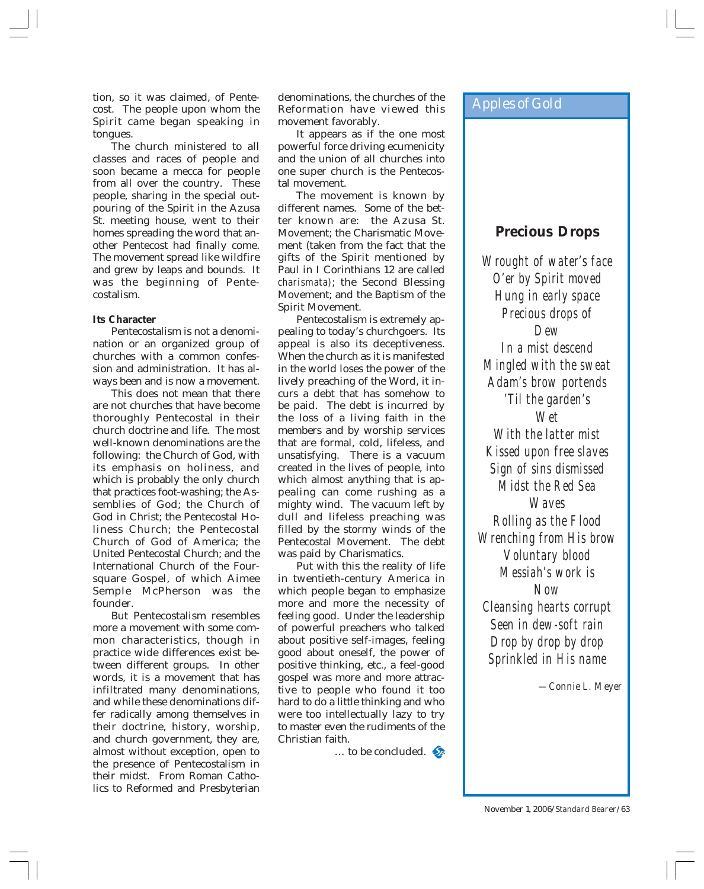tion, so it was claimed, of Pentecost. The people upon whom the Spirit came began speaking in tongues.

The church ministered to all classes and races of people and soon became a mecca for people from all over the country. These people, sharing in the special outpouring of the Spirit in the Azusa St. meeting house, went to their homes spreading the word that another Pentecost had finally come. The movement spread like wildfire and grew by leaps and bounds. It was the beginning of Pentecostalism.

**Its Character**

Pentecostalism is not a denomination or an organized group of churches with a common confession and administration. It has always been and is now a movement.

This does not mean that there are not churches that have become thoroughly Pentecostal in their church doctrine and life. The most well-known denominations are the following: the Church of God, with its emphasis on holiness, and which is probably the only church that practices foot-washing; the Assemblies of God; the Church of God in Christ; the Pentecostal Holiness Church; the Pentecostal Church of God of America; the United Pentecostal Church; and the International Church of the Foursquare Gospel, of which Aimee Semple McPherson was the founder.

But Pentecostalism resembles more a movement with some common characteristics, though in practice wide differences exist between different groups. In other words, it is a movement that has infiltrated many denominations, and while these denominations differ radically among themselves in their doctrine, history, worship, and church government, they are, almost without exception, open to the presence of Pentecostalism in their midst. From Roman Catholics to Reformed and Presbyterian denominations, the churches of the Reformation have viewed this movement favorably.

It appears as if the one most powerful force driving ecumenicity and the union of all churches into one super church is the Pentecostal movement.

The movement is known by different names. Some of the better known are: the Azusa St. Movement; the Charismatic Movement (taken from the fact that the gifts of the Spirit mentioned by Paul in I Corinthians 12 are called *charismata*); the Second Blessing Movement; and the Baptism of the Spirit Movement.

Pentecostalism is extremely appealing to today's churchgoers. Its appeal is also its deceptiveness. When the church as it is manifested in the world loses the power of the lively preaching of the Word, it incurs a debt that has somehow to be paid. The debt is incurred by the loss of a living faith in the members and by worship services that are formal, cold, lifeless, and unsatisfying. There is a vacuum created in the lives of people, into which almost anything that is appealing can come rushing as a mighty wind. The vacuum left by dull and lifeless preaching was filled by the stormy winds of the Pentecostal Movement. The debt was paid by Charismatics.

Put with this the reality of life in twentieth-century America in which people began to emphasize more and more the necessity of feeling good. Under the leadership of powerful preachers who talked about positive self-images, feeling good about oneself, the power of positive thinking, etc., a feel-good gospel was more and more attractive to people who found it too hard to do a little thinking and who were too intellectually lazy to try to master even the rudiments of the Christian faith.

… to be concluded.

---

## Apples of Gold

### Precious Drops

*Wrought of water's face*
*O'er by Spirit moved*
*Hung in early space*
*Precious drops of*
*Dew*
*In a mist descend*
*Mingled with the sweat*
*Adam's brow portends*
*'Til the garden's*
*Wet*
*With the latter mist*
*Kissed upon free slaves*
*Sign of sins dismissed*
*Midst the Red Sea*
*Waves*
*Rolling as the Flood*
*Wrenching from His brow*
*Voluntary blood*
*Messiah's work is*
*Now*
*Cleansing hearts corrupt*
*Seen in dew-soft rain*
*Drop by drop by drop*
*Sprinkled in His name*

—Connie L. Meyer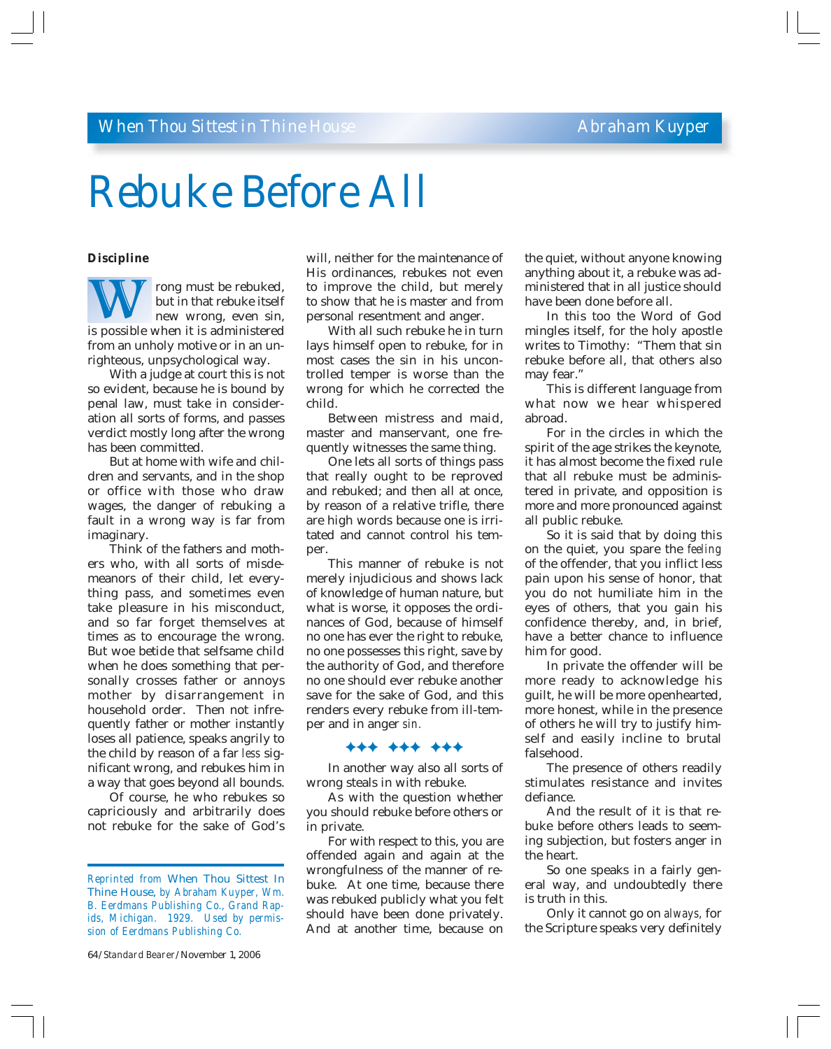# Rebuke Before All

**Discipline**

Wrong must be rebuked, but in that rebuke itself new wrong, even sin, is possible when it is administered from an unholy motive or in an unrighteous, unpsychological way.

With a judge at court this is not so evident, because he is bound by penal law, must take in consideration all sorts of forms, and passes verdict mostly long after the wrong has been committed.

But at home with wife and children and servants, and in the shop or office with those who draw wages, the danger of rebuking a fault in a wrong way is far from imaginary.

Think of the fathers and mothers who, with all sorts of misdemeanors of their child, let everything pass, and sometimes even take pleasure in his misconduct, and so far forget themselves at times as to encourage the wrong. But woe betide that selfsame child when he does something that personally crosses father or annoys mother by disarrangement in household order. Then not infrequently father or mother instantly loses all patience, speaks angrily to the child by reason of a far *less* significant wrong, and rebukes him in a way that goes beyond all bounds.

Of course, he who rebukes so capriciously and arbitrarily does not rebuke for the sake of God's will, neither for the maintenance of His ordinances, rebukes not even to improve the child, but merely to show that he is master and from personal resentment and anger.

With all such rebuke he in turn lays himself open to rebuke, for in most cases the sin in his uncontrolled temper is worse than the wrong for which he corrected the child.

Between mistress and maid, master and manservant, one frequently witnesses the same thing.

One lets all sorts of things pass that really ought to be reproved and rebuked; and then all at once, by reason of a relative trifle, there are high words because one is irritated and cannot control his temper.

This manner of rebuke is not merely injudicious and shows lack of knowledge of human nature, but what is worse, it opposes the ordinances of God, because of himself no one has ever the right to rebuke, no one possesses this right, save by the authority of God, and therefore no one should ever rebuke another save for the sake of God, and this renders every rebuke from ill-temper and in anger *sin.*

✦✦✦ ✦✦✦ ✦✦✦

In another way also all sorts of wrong steals in with rebuke.

As with the question whether you should rebuke before others or in private.

For with respect to this, you are offended again and again at the wrongfulness of the manner of rebuke. At one time, because there was rebuked publicly what you felt should have been done privately. And at another time, because on the quiet, without anyone knowing anything about it, a rebuke was administered that in all justice should have been done before all.

In this too the Word of God mingles itself, for the holy apostle writes to Timothy: "Them that sin rebuke before all, that others also may fear."

This is different language from what now we hear whispered abroad.

For in the circles in which the spirit of the age strikes the keynote, it has almost become the fixed rule that all rebuke must be administered in private, and opposition is more and more pronounced against all public rebuke.

So it is said that by doing this on the quiet, you spare the *feeling* of the offender, that you inflict less pain upon his sense of honor, that you do not humiliate him in the eyes of others, that you gain his confidence thereby, and, in brief, have a better chance to influence him for good.

In private the offender will be more ready to acknowledge his guilt, he will be more openhearted, more honest, while in the presence of others he will try to justify himself and easily incline to brutal falsehood.

The presence of others readily stimulates resistance and invites defiance.

And the result of it is that rebuke before others leads to seeming subjection, but fosters anger in the heart.

So one speaks in a fairly general way, and undoubtedly there is truth in this.

Only it cannot go on *always,* for the Scripture speaks very definitely

---

*Reprinted from* When Thou Sittest In Thine House, *by Abraham Kuyper, Wm. B. Eerdmans Publishing Co., Grand Rapids, Michigan. 1929. Used by permission of Eerdmans Publishing Co.*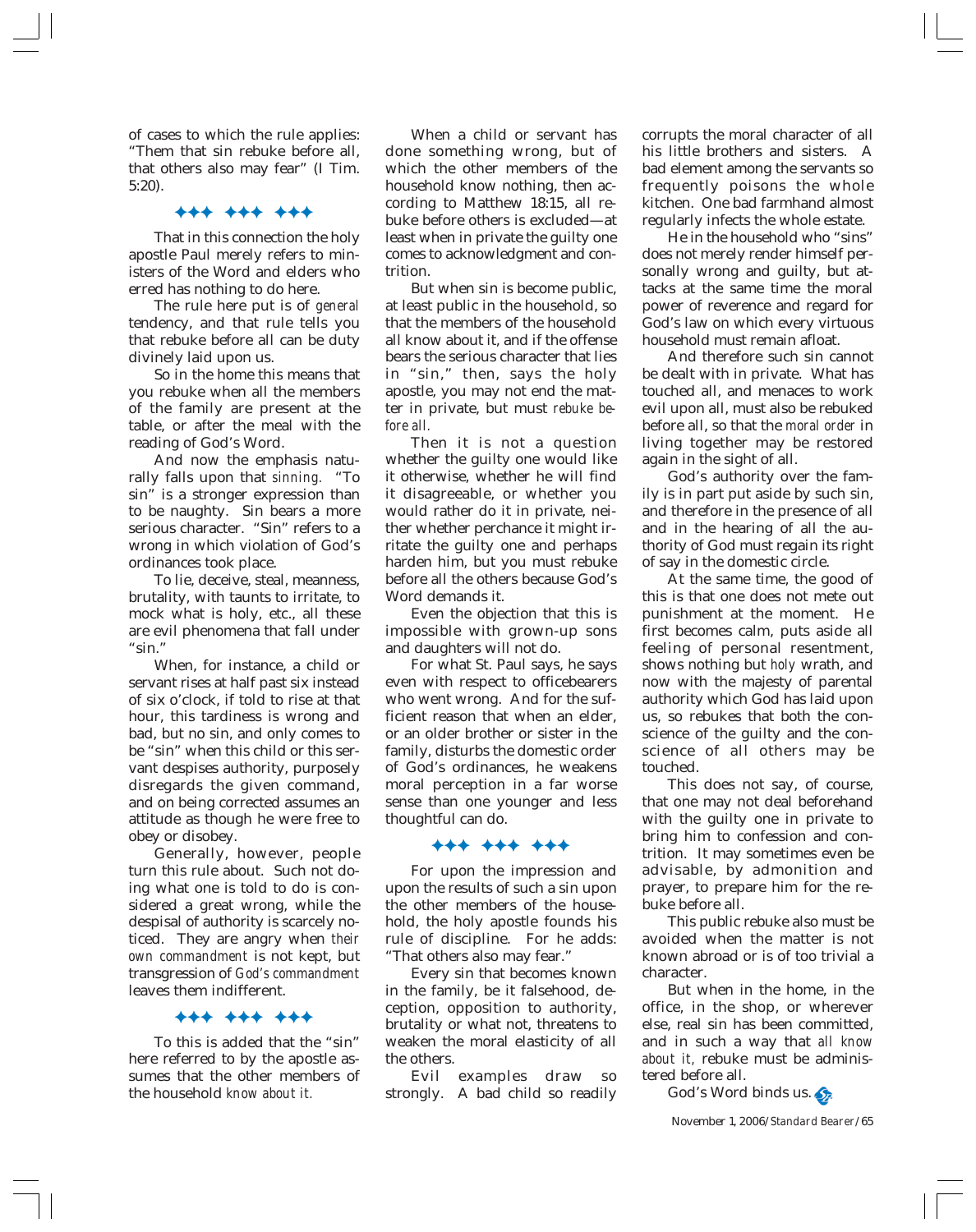of cases to which the rule applies: "Them that sin rebuke before all, that others also may fear" (I Tim. 5:20).

✦✦✦ ✦✦✦ ✦✦✦

That in this connection the holy apostle Paul merely refers to ministers of the Word and elders who erred has nothing to do here.

The rule here put is of *general* tendency, and that rule tells you that rebuke before all can be duty divinely laid upon us.

So in the home this means that you rebuke when all the members of the family are present at the table, or after the meal with the reading of God's Word.

And now the emphasis naturally falls upon that *sinning.* "To sin" is a stronger expression than to be naughty. Sin bears a more serious character. "Sin" refers to a wrong in which violation of God's ordinances took place.

To lie, deceive, steal, meanness, brutality, with taunts to irritate, to mock what is holy, etc., all these are evil phenomena that fall under "sin."

When, for instance, a child or servant rises at half past six instead of six o'clock, if told to rise at that hour, this tardiness is wrong and bad, but no sin, and only comes to be "sin" when this child or this servant despises authority, purposely disregards the given command, and on being corrected assumes an attitude as though he were free to obey or disobey.

Generally, however, people turn this rule about. Such not doing what one is told to do is considered a great wrong, while the despisal of authority is scarcely noticed. They are angry when *their own commandment* is not kept, but transgression of *God's commandment* leaves them indifferent.

✦✦✦ ✦✦✦ ✦✦✦

To this is added that the "sin" here referred to by the apostle assumes that the other members of the household *know about it.*

When a child or servant has done something wrong, but of which the other members of the household know nothing, then according to Matthew 18:15, all rebuke before others is excluded—at least when in private the guilty one comes to acknowledgment and contrition.

But when sin is become public, at least public in the household, so that the members of the household all know about it, and if the offense bears the serious character that lies in "sin," then, says the holy apostle, you may not end the matter in private, but must *rebuke before all.*

Then it is not a question whether the guilty one would like it otherwise, whether he will find it disagreeable, or whether you would rather do it in private, neither whether perchance it might irritate the guilty one and perhaps harden him, but you must rebuke before all the others because God's Word demands it.

Even the objection that this is impossible with grown-up sons and daughters will not do.

For what St. Paul says, he says even with respect to officebearers who went wrong. And for the sufficient reason that when an elder, or an older brother or sister in the family, disturbs the domestic order of God's ordinances, he weakens moral perception in a far worse sense than one younger and less thoughtful can do.

✦✦✦ ✦✦✦ ✦✦✦

For upon the impression and upon the results of such a sin upon the other members of the household, the holy apostle founds his rule of discipline. For he adds: "That others also may fear."

Every sin that becomes known in the family, be it falsehood, deception, opposition to authority, brutality or what not, threatens to weaken the moral elasticity of all the others.

Evil examples draw so strongly. A bad child so readily corrupts the moral character of all his little brothers and sisters. A bad element among the servants so frequently poisons the whole kitchen. One bad farmhand almost regularly infects the whole estate.

He in the household who "sins" does not merely render himself personally wrong and guilty, but attacks at the same time the moral power of reverence and regard for God's law on which every virtuous household must remain afloat.

And therefore such sin cannot be dealt with in private. What has touched all, and menaces to work evil upon all, must also be rebuked before all, so that the *moral order* in living together may be restored again in the sight of all.

God's authority over the family is in part put aside by such sin, and therefore in the presence of all and in the hearing of all the authority of God must regain its right of say in the domestic circle.

At the same time, the good of this is that one does not mete out punishment at the moment. He first becomes calm, puts aside all feeling of personal resentment, shows nothing but *holy* wrath, and now with the majesty of parental authority which God has laid upon us, so rebukes that both the conscience of the guilty and the conscience of all others may be touched.

This does not say, of course, that one may not deal beforehand with the guilty one in private to bring him to confession and contrition. It may sometimes even be advisable, by admonition and prayer, to prepare him for the rebuke before all.

This public rebuke also must be avoided when the matter is not known abroad or is of too trivial a character.

But when in the home, in the office, in the shop, or wherever else, real sin has been committed, and in such a way that *all know about it,* rebuke must be administered before all.

God's Word binds us.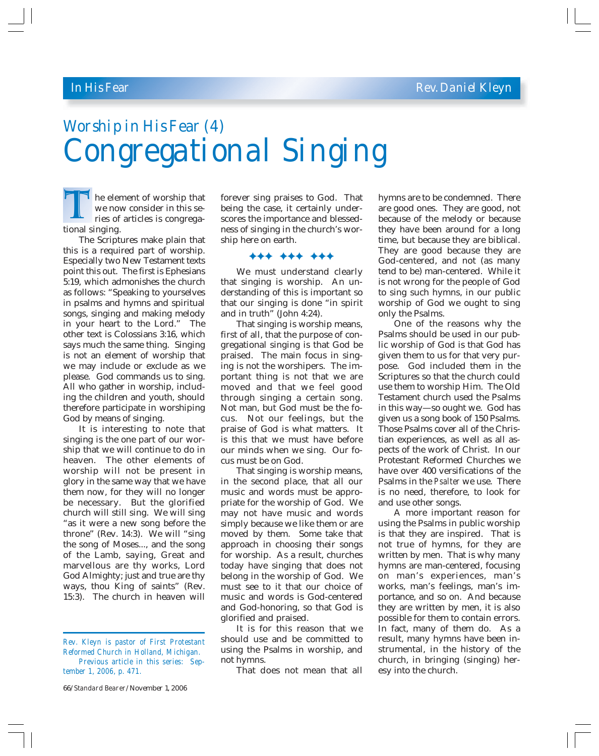In His Fear — Rev. Daniel Kleyn

## Worship in His Fear (4)

# Congregational Singing

The element of worship that we now consider in this series of articles is congregational singing.

The Scriptures make plain that this is a required part of worship. Especially two New Testament texts point this out. The first is Ephesians 5:19, which admonishes the church as follows: "Speaking to yourselves in psalms and hymns and spiritual songs, singing and making melody in your heart to the Lord." The other text is Colossians 3:16, which says much the same thing. Singing is not an element of worship that we may include or exclude as we please. God commands us to sing. All who gather in worship, including the children and youth, should therefore participate in worshiping God by means of singing.

It is interesting to note that singing is the one part of our worship that we will continue to do in heaven. The other elements of worship will not be present in glory in the same way that we have them now, for they will no longer be necessary. But the glorified church will still sing. We will sing "as it were a new song before the throne" (Rev. 14:3). We will "sing the song of Moses..., and the song of the Lamb, saying, Great and marvellous are thy works, Lord God Almighty; just and true are thy ways, thou King of saints" (Rev. 15:3). The church in heaven will forever sing praises to God. That being the case, it certainly underscores the importance and blessedness of singing in the church's worship here on earth.

✦✦✦ ✦✦✦ ✦✦✦

We must understand clearly that singing is worship. An understanding of this is important so that our singing is done "in spirit and in truth" (John 4:24).

That singing is worship means, first of all, that the purpose of congregational singing is that God be praised. The main focus in singing is not the worshipers. The important thing is not that we are moved and that we feel good through singing a certain song. Not man, but God must be the focus. Not our feelings, but the praise of God is what matters. It is this that we must have before our minds when we sing. Our focus must be on God.

That singing is worship means, in the second place, that all our music and words must be appropriate for the worship of God. We may not have music and words simply because we like them or are moved by them. Some take that approach in choosing their songs for worship. As a result, churches today have singing that does not belong in the worship of God. We must see to it that our choice of music and words is God-centered and God-honoring, so that God is glorified and praised.

It is for this reason that we should use and be committed to using the Psalms in worship, and not hymns.

That does not mean that all hymns are to be condemned. There are good ones. They are good, not because of the melody or because they have been around for a long time, but because they are biblical. They are good because they are God-centered, and not (as many tend to be) man-centered. While it is not wrong for the people of God to sing such hymns, in our public worship of God we ought to sing only the Psalms.

One of the reasons why the Psalms should be used in our public worship of God is that God has given them to us for that very purpose. God included them in the Scriptures so that the church could use them to worship Him. The Old Testament church used the Psalms in this way—so ought we. God has given us a song book of 150 Psalms. Those Psalms cover all of the Christian experiences, as well as all aspects of the work of Christ. In our Protestant Reformed Churches we have over 400 versifications of the Psalms in the *Psalter* we use. There is no need, therefore, to look for and use other songs.

A more important reason for using the Psalms in public worship is that they are inspired. That is not true of hymns, for they are written by men. That is why many hymns are man-centered, focusing on man's experiences, man's works, man's feelings, man's importance, and so on. And because they are written by men, it is also possible for them to contain errors. In fact, many of them do. As a result, many hymns have been instrumental, in the history of the church, in bringing (singing) heresy into the church.

---

*Rev. Kleyn is pastor of First Protestant Reformed Church in Holland, Michigan.*

*Previous article in this series: September 1, 2006, p. 471.*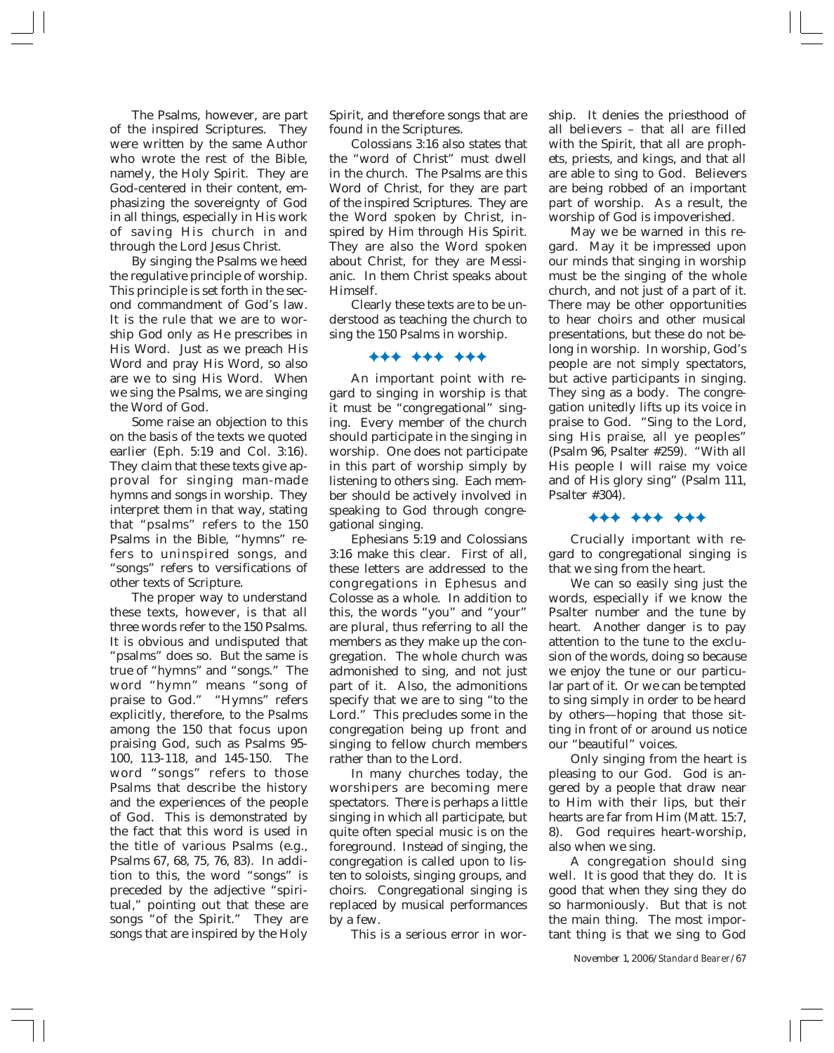The Psalms, however, are part of the inspired Scriptures. They were written by the same Author who wrote the rest of the Bible, namely, the Holy Spirit. They are God-centered in their content, emphasizing the sovereignty of God in all things, especially in His work of saving His church in and through the Lord Jesus Christ.

By singing the Psalms we heed the regulative principle of worship. This principle is set forth in the second commandment of God's law. It is the rule that we are to worship God only as He prescribes in His Word. Just as we preach His Word and pray His Word, so also are we to sing His Word. When we sing the Psalms, we are singing the Word of God.

Some raise an objection to this on the basis of the texts we quoted earlier (Eph. 5:19 and Col. 3:16). They claim that these texts give approval for singing man-made hymns and songs in worship. They interpret them in that way, stating that "psalms" refers to the 150 Psalms in the Bible, "hymns" refers to uninspired songs, and "songs" refers to versifications of other texts of Scripture.

The proper way to understand these texts, however, is that all three words refer to the 150 Psalms. It is obvious and undisputed that "psalms" does so. But the same is true of "hymns" and "songs." The word "hymn" means "song of praise to God." "Hymns" refers explicitly, therefore, to the Psalms among the 150 that focus upon praising God, such as Psalms 95-100, 113-118, and 145-150. The word "songs" refers to those Psalms that describe the history and the experiences of the people of God. This is demonstrated by the fact that this word is used in the title of various Psalms (e.g., Psalms 67, 68, 75, 76, 83). In addition to this, the word "songs" is preceded by the adjective "spiritual," pointing out that these are songs "of the Spirit." They are songs that are inspired by the Holy Spirit, and therefore songs that are found in the Scriptures.

Colossians 3:16 also states that the "word of Christ" must dwell in the church. The Psalms are this Word of Christ, for they are part of the inspired Scriptures. They are the Word spoken by Christ, inspired by Him through His Spirit. They are also the Word spoken about Christ, for they are Messianic. In them Christ speaks about Himself.

Clearly these texts are to be understood as teaching the church to sing the 150 Psalms in worship.

✦✦✦ ✦✦✦ ✦✦✦

An important point with regard to singing in worship is that it must be "congregational" singing. Every member of the church should participate in the singing in worship. One does not participate in this part of worship simply by listening to others sing. Each member should be actively involved in speaking to God through congregational singing.

Ephesians 5:19 and Colossians 3:16 make this clear. First of all, these letters are addressed to the congregations in Ephesus and Colosse as a whole. In addition to this, the words "you" and "your" are plural, thus referring to all the members as they make up the congregation. The whole church was admonished to sing, and not just part of it. Also, the admonitions specify that we are to sing "to the Lord." This precludes some in the congregation being up front and singing to fellow church members rather than to the Lord.

In many churches today, the worshipers are becoming mere spectators. There is perhaps a little singing in which all participate, but quite often special music is on the foreground. Instead of singing, the congregation is called upon to listen to soloists, singing groups, and choirs. Congregational singing is replaced by musical performances by a few.

This is a serious error in worship. It denies the priesthood of all believers – that all are filled with the Spirit, that all are prophets, priests, and kings, and that all are able to sing to God. Believers are being robbed of an important part of worship. As a result, the worship of God is impoverished.

May we be warned in this regard. May it be impressed upon our minds that singing in worship must be the singing of the whole church, and not just of a part of it. There may be other opportunities to hear choirs and other musical presentations, but these do not belong in worship. In worship, God's people are not simply spectators, but active participants in singing. They sing as a body. The congregation unitedly lifts up its voice in praise to God. "Sing to the Lord, sing His praise, all ye peoples" (Psalm 96, Psalter #259). "With all His people I will raise my voice and of His glory sing" (Psalm 111, Psalter #304).

✦✦✦ ✦✦✦ ✦✦✦

Crucially important with regard to congregational singing is that we sing from the heart.

We can so easily sing just the words, especially if we know the Psalter number and the tune by heart. Another danger is to pay attention to the tune to the exclusion of the words, doing so because we enjoy the tune or our particular part of it. Or we can be tempted to sing simply in order to be heard by others—hoping that those sitting in front of or around us notice our "beautiful" voices.

Only singing from the heart is pleasing to our God. God is angered by a people that draw near to Him with their lips, but their hearts are far from Him (Matt. 15:7, 8). God requires heart-worship, also when we sing.

A congregation should sing well. It is good that they do. It is good that when they sing they do so harmoniously. But that is not the main thing. The most important thing is that we sing to God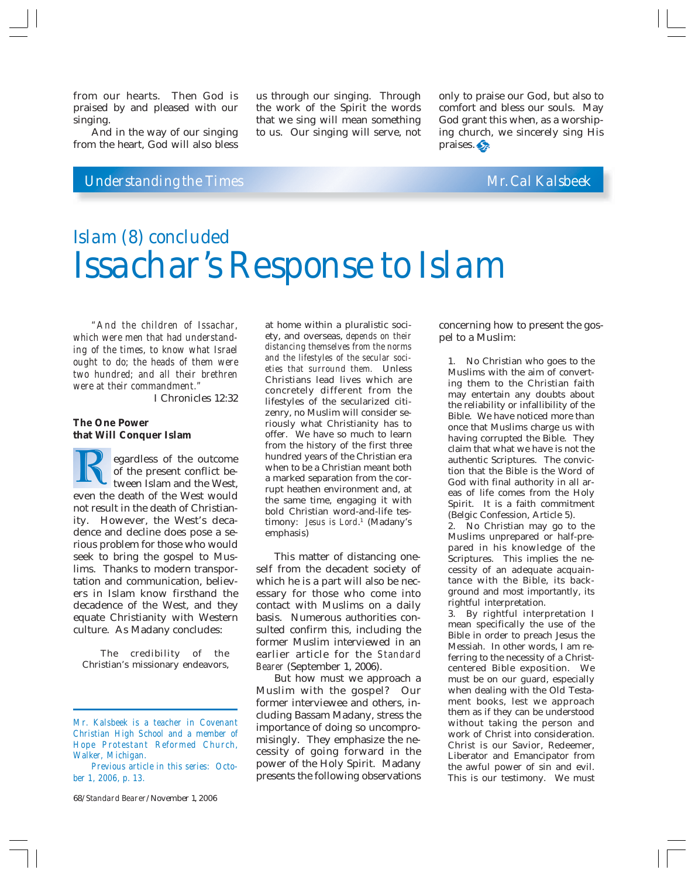from our hearts. Then God is praised by and pleased with our singing.

And in the way of our singing from the heart, God will also bless us through our singing. Through the work of the Spirit the words that we sing will mean something to us. Our singing will serve, not only to praise our God, but also to comfort and bless our souls. May God grant this when, as a worshiping church, we sincerely sing His praises.

Understanding the Times — Mr. Cal Kalsbeek

## Islam (8) concluded

# Issachar's Response to Islam

*"And the children of Issachar, which were men that had understanding of the times, to know what Israel ought to do; the heads of them were two hundred; and all their brethren were at their commandment."*

I Chronicles 12:32

### The One Power that Will Conquer Islam

Regardless of the outcome of the present conflict between Islam and the West, even the death of the West would not result in the death of Christianity. However, the West's decadence and decline does pose a serious problem for those who would seek to bring the gospel to Muslims. Thanks to modern transportation and communication, believers in Islam know firsthand the decadence of the West, and they equate Christianity with Western culture. As Madany concludes:

> The credibility of the Christian's missionary endeavors, at home within a pluralistic society, and overseas, *depends on their distancing themselves from the norms and the lifestyles of the secular societies that surround them.* Unless Christians lead lives which are concretely different from the lifestyles of the secularized citizenry, no Muslim will consider seriously what Christianity has to offer. We have so much to learn from the history of the first three hundred years of the Christian era when to be a Christian meant both a marked separation from the corrupt heathen environment and, at the same time, engaging it with bold Christian word-and-life testimony: *Jesus is Lord.*[1] (Madany's emphasis)

This matter of distancing oneself from the decadent society of which he is a part will also be necessary for those who come into contact with Muslims on a daily basis. Numerous authorities consulted confirm this, including the former Muslim interviewed in an earlier article for the *Standard Bearer* (September 1, 2006).

But how must we approach a Muslim with the gospel? Our former interviewee and others, including Bassam Madany, stress the importance of doing so uncompromisingly. They emphasize the necessity of going forward in the power of the Holy Spirit. Madany presents the following observations concerning how to present the gospel to a Muslim:

> 1. No Christian who goes to the Muslims with the aim of converting them to the Christian faith may entertain any doubts about the reliability or infallibility of the Bible. We have noticed more than once that Muslims charge us with having corrupted the Bible. They claim that what we have is not the authentic Scriptures. The conviction that the Bible is the Word of God with final authority in all areas of life comes from the Holy Spirit. It is a faith commitment (Belgic Confession, Article 5).
> 2. No Christian may go to the Muslims unprepared or half-prepared in his knowledge of the Scriptures. This implies the necessity of an adequate acquaintance with the Bible, its background and most importantly, its rightful interpretation.
> 3. By rightful interpretation I mean specifically the use of the Bible in order to preach Jesus the Messiah. In other words, I am referring to the necessity of a Christ-centered Bible exposition. We must be on our guard, especially when dealing with the Old Testament books, lest we approach them as if they can be understood without taking the person and work of Christ into consideration. Christ is our Savior, Redeemer, Liberator and Emancipator from the awful power of sin and evil. This is our testimony. We must

---

*Mr. Kalsbeek is a teacher in Covenant Christian High School and a member of Hope Protestant Reformed Church, Walker, Michigan.*

*Previous article in this series: October 1, 2006, p. 13.*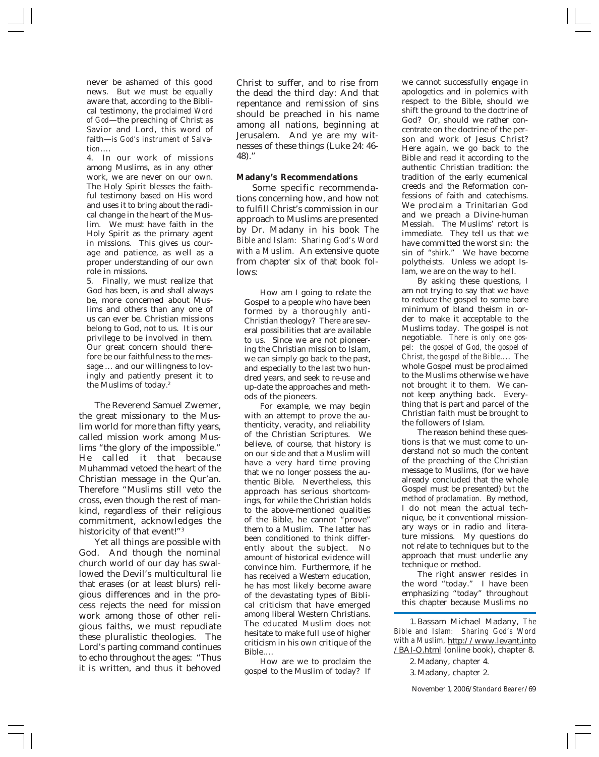never be ashamed of this good news. But we must be equally aware that, according to the Biblical testimony, *the proclaimed Word of God*—the preaching of Christ as Savior and Lord, this word of faith—*is God's instrument of Salvation*....

4. In our work of missions among Muslims, as in any other work, we are never on our own. The Holy Spirit blesses the faithful testimony based on His word and uses it to bring about the radical change in the heart of the Muslim. We must have faith in the Holy Spirit as the primary agent in missions. This gives us courage and patience, as well as a proper understanding of our own role in missions.

5. Finally, we must realize that God has been, is and shall always be, more concerned about Muslims and others than any one of us can ever be. Christian missions belong to God, not to us. It is our privilege to be involved in them. Our great concern should therefore be our faithfulness to the message ... and our willingness to lovingly and patiently present it to the Muslims of today.[2]

The Reverend Samuel Zwemer, the great missionary to the Muslim world for more than fifty years, called mission work among Muslims "the glory of the impossible." He called it that because Muhammad vetoed the heart of the Christian message in the Qur'an. Therefore "Muslims still veto the cross, even though the rest of mankind, regardless of their religious commitment, acknowledges the historicity of that event!"[3]

Yet all things are possible with God. And though the nominal church world of our day has swallowed the Devil's multicultural lie that erases (or at least blurs) religious differences and in the process rejects the need for mission work among those of other religious faiths, we must repudiate these pluralistic theologies. The Lord's parting command continues to echo throughout the ages: "Thus it is written, and thus it behoved Christ to suffer, and to rise from the dead the third day: And that repentance and remission of sins should be preached in his name among all nations, beginning at Jerusalem. And ye are my witnesses of these things (Luke 24: 46-48)."

### Madany's Recommendations

Some specific recommendations concerning how, and how not to fulfill Christ's commission in our approach to Muslims are presented by Dr. Madany in his book *The Bible and Islam: Sharing God's Word with a Muslim.* An extensive quote from chapter six of that book follows:

> How am I going to relate the Gospel to a people who have been formed by a thoroughly anti-Christian theology? There are several possibilities that are available to us. Since we are not pioneering the Christian mission to Islam, we can simply go back to the past, and especially to the last two hundred years, and seek to re-use and up-date the approaches and methods of the pioneers.
>
> For example, we may begin with an attempt to prove the authenticity, veracity, and reliability of the Christian Scriptures. We believe, of course, that history is on our side and that a Muslim will have a very hard time proving that we no longer possess the authentic Bible. Nevertheless, this approach has serious shortcomings, for while the Christian holds to the above-mentioned qualities of the Bible, he cannot "prove" them to a Muslim. The latter has been conditioned to think differently about the subject. No amount of historical evidence will convince him. Furthermore, if he has received a Western education, he has most likely become aware of the devastating types of Biblical criticism that have emerged among liberal Western Christians. The educated Muslim does not hesitate to make full use of higher criticism in his own critique of the Bible....
>
> How are we to proclaim the gospel to the Muslim of today? If we cannot successfully engage in apologetics and in polemics with respect to the Bible, should we shift the ground to the doctrine of God? Or, should we rather concentrate on the doctrine of the person and work of Jesus Christ? Here again, we go back to the Bible and read it according to the authentic Christian tradition: the tradition of the early ecumenical creeds and the Reformation confessions of faith and catechisms. We proclaim a Trinitarian God and we preach a Divine-human Messiah. The Muslims' retort is immediate. They tell us that we have committed the worst sin: the sin of "*shirk*." We have become polytheists. Unless we adopt Islam, we are on the way to hell.
>
> By asking these questions, I am not trying to say that we have to reduce the gospel to some bare minimum of bland theism in order to make it acceptable to the Muslims today. The gospel is not negotiable. *There is only one gospel: the gospel of God, the gospel of Christ, the gospel of the Bible*.... The whole Gospel must be proclaimed to the Muslims otherwise we have not brought it to them. We cannot keep anything back. Everything that is part and parcel of the Christian faith must be brought to the followers of Islam.
>
> The reason behind these questions is that we must come to understand not so much the content of the preaching of the Christian message to Muslims, (for we have already concluded that the whole Gospel must be presented) *but the method of proclamation.* By method, I do not mean the actual technique, be it conventional missionary ways or in radio and literature missions. My questions do not relate to techniques but to the approach that must underlie any technique or method.
>
> The right answer resides in the word "today." I have been emphasizing "today" throughout this chapter because Muslims no

---

1. Bassam Michael Madany, *The Bible and Islam: Sharing God's Word with a Muslim*, http://www.levant.info/BAI-O.html (online book), chapter 8.
2. Madany, chapter 4.
3. Madany, chapter 2.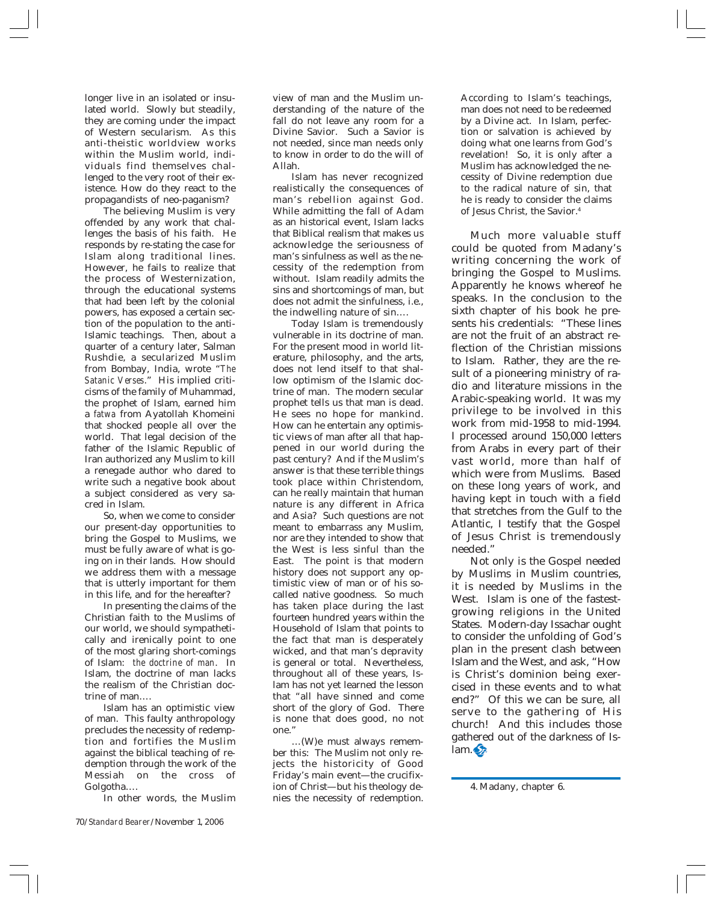longer live in an isolated or insulated world. Slowly but steadily, they are coming under the impact of Western secularism. As this anti-theistic worldview works within the Muslim world, individuals find themselves challenged to the very root of their existence. How do they react to the propagandists of neo-paganism?

The believing Muslim is very offended by any work that challenges the basis of his faith. He responds by re-stating the case for Islam along traditional lines. However, he fails to realize that the process of Westernization, through the educational systems that had been left by the colonial powers, has exposed a certain section of the population to the anti-Islamic teachings. Then, about a quarter of a century later, Salman Rushdie, a secularized Muslim from Bombay, India, wrote "*The Satanic Verses*." His implied criticisms of the family of Muhammad, the prophet of Islam, earned him a *fatwa* from Ayatollah Khomeini that shocked people all over the world. That legal decision of the father of the Islamic Republic of Iran authorized any Muslim to kill a renegade author who dared to write such a negative book about a subject considered as very sacred in Islam.

So, when we come to consider our present-day opportunities to bring the Gospel to Muslims, we must be fully aware of what is going on in their lands. How should we address them with a message that is utterly important for them in this life, and for the hereafter?

In presenting the claims of the Christian faith to the Muslims of our world, we should sympathetically and irenically point to one of the most glaring short-comings of Islam: *the doctrine of man*. In Islam, the doctrine of man lacks the realism of the Christian doctrine of man....

Islam has an optimistic view of man. This faulty anthropology precludes the necessity of redemption and fortifies the Muslim against the biblical teaching of redemption through the work of the Messiah on the cross of Golgotha....

In other words, the Muslim view of man and the Muslim understanding of the nature of the fall do not leave any room for a Divine Savior. Such a Savior is not needed, since man needs only to know in order to do the will of Allah.

Islam has never recognized realistically the consequences of man's rebellion against God. While admitting the fall of Adam as an historical event, Islam lacks that Biblical realism that makes us acknowledge the seriousness of man's sinfulness as well as the necessity of the redemption from without. Islam readily admits the sins and shortcomings of man, but does not admit the sinfulness, i.e., the indwelling nature of sin....

Today Islam is tremendously vulnerable in its doctrine of man. For the present mood in world literature, philosophy, and the arts, does not lend itself to that shallow optimism of the Islamic doctrine of man. The modern secular prophet tells us that man is dead. He sees no hope for mankind. How can he entertain any optimistic views of man after all that happened in our world during the past century? And if the Muslim's answer is that these terrible things took place within Christendom, can he really maintain that human nature is any different in Africa and Asia? Such questions are not meant to embarrass any Muslim, nor are they intended to show that the West is less sinful than the East. The point is that modern history does not support any optimistic view of man or of his so-called native goodness. So much has taken place during the last fourteen hundred years within the Household of Islam that points to the fact that man is desperately wicked, and that man's depravity is general or total. Nevertheless, throughout all of these years, Islam has not yet learned the lesson that "all have sinned and come short of the glory of God. There is none that does good, no not one."

...(W)e must always remember this: The Muslim not only rejects the historicity of Good Friday's main event—the crucifixion of Christ—but his theology denies the necessity of redemption. According to Islam's teachings, man does not need to be redeemed by a Divine act. In Islam, perfection or salvation is achieved by doing what one learns from God's revelation! So, it is only after a Muslim has acknowledged the necessity of Divine redemption due to the radical nature of sin, that he is ready to consider the claims of Jesus Christ, the Savior.[4]

Much more valuable stuff could be quoted from Madany's writing concerning the work of bringing the Gospel to Muslims. Apparently he knows whereof he speaks. In the conclusion to the sixth chapter of his book he presents his credentials: "These lines are not the fruit of an abstract reflection of the Christian missions to Islam. Rather, they are the result of a pioneering ministry of radio and literature missions in the Arabic-speaking world. It was my privilege to be involved in this work from mid-1958 to mid-1994. I processed around 150,000 letters from Arabs in every part of their vast world, more than half of which were from Muslims. Based on these long years of work, and having kept in touch with a field that stretches from the Gulf to the Atlantic, I testify that the Gospel of Jesus Christ is tremendously needed."

Not only is the Gospel needed by Muslims in Muslim countries, it is needed by Muslims in the West. Islam is one of the fastest-growing religions in the United States. Modern-day Issachar ought to consider the unfolding of God's plan in the present clash between Islam and the West, and ask, "How is Christ's dominion being exercised in these events and to what end?" Of this we can be sure, all serve to the gathering of His church! And this includes those gathered out of the darkness of Islam.

---

4. Madany, chapter 6.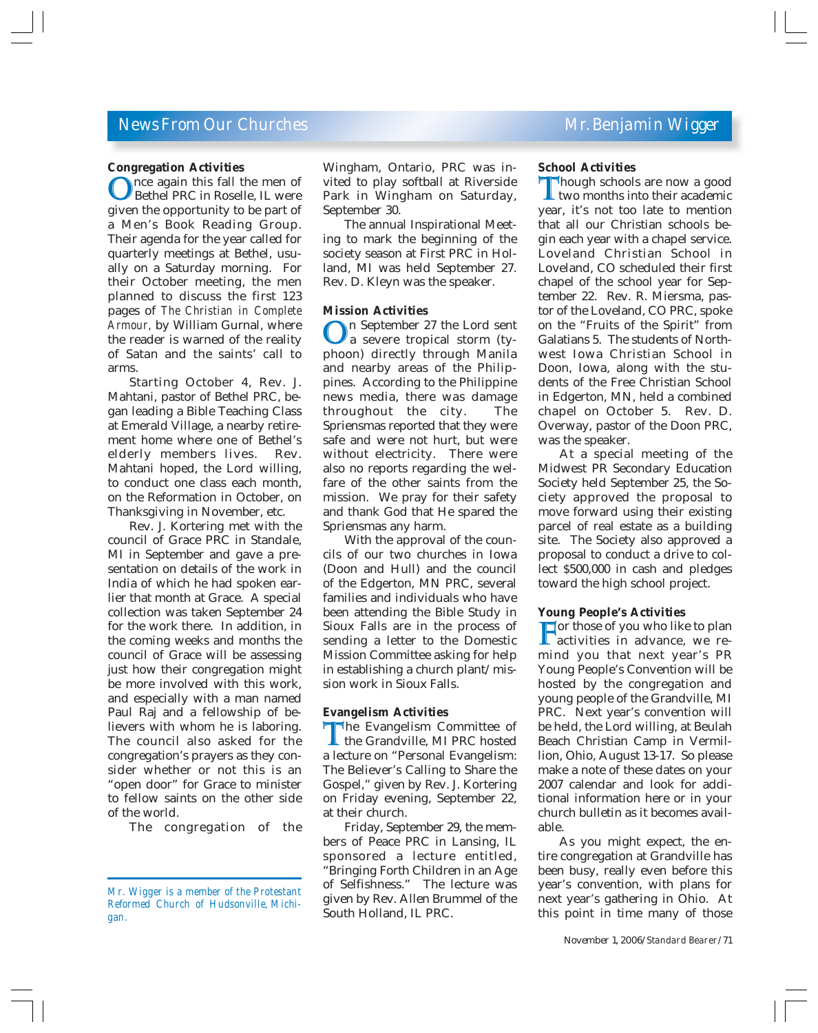# News From Our Churches

Mr. Benjamin Wigger

## Congregation Activities

Once again this fall the men of Bethel PRC in Roselle, IL were given the opportunity to be part of a Men's Book Reading Group. Their agenda for the year called for quarterly meetings at Bethel, usually on a Saturday morning. For their October meeting, the men planned to discuss the first 123 pages of *The Christian in Complete Armour,* by William Gurnal, where the reader is warned of the reality of Satan and the saints' call to arms.

Starting October 4, Rev. J. Mahtani, pastor of Bethel PRC, began leading a Bible Teaching Class at Emerald Village, a nearby retirement home where one of Bethel's elderly members lives. Rev. Mahtani hoped, the Lord willing, to conduct one class each month, on the Reformation in October, on Thanksgiving in November, etc.

Rev. J. Kortering met with the council of Grace PRC in Standale, MI in September and gave a presentation on details of the work in India of which he had spoken earlier that month at Grace. A special collection was taken September 24 for the work there. In addition, in the coming weeks and months the council of Grace will be assessing just how their congregation might be more involved with this work, and especially with a man named Paul Raj and a fellowship of believers with whom he is laboring. The council also asked for the congregation's prayers as they consider whether or not this is an "open door" for Grace to minister to fellow saints on the other side of the world.

The congregation of the Wingham, Ontario, PRC was invited to play softball at Riverside Park in Wingham on Saturday, September 30.

The annual Inspirational Meeting to mark the beginning of the society season at First PRC in Holland, MI was held September 27. Rev. D. Kleyn was the speaker.

*Mr. Wigger is a member of the Protestant Reformed Church of Hudsonville, Michigan.*

## Mission Activities

On September 27 the Lord sent a severe tropical storm (typhoon) directly through Manila and nearby areas of the Philippines. According to the Philippine news media, there was damage throughout the city. The Spriensmas reported that they were safe and were not hurt, but were without electricity. There were also no reports regarding the welfare of the other saints from the mission. We pray for their safety and thank God that He spared the Spriensmas any harm.

With the approval of the councils of our two churches in Iowa (Doon and Hull) and the council of the Edgerton, MN PRC, several families and individuals who have been attending the Bible Study in Sioux Falls are in the process of sending a letter to the Domestic Mission Committee asking for help in establishing a church plant/mission work in Sioux Falls.

## Evangelism Activities

The Evangelism Committee of the Grandville, MI PRC hosted a lecture on "Personal Evangelism: The Believer's Calling to Share the Gospel," given by Rev. J. Kortering on Friday evening, September 22, at their church.

Friday, September 29, the members of Peace PRC in Lansing, IL sponsored a lecture entitled, "Bringing Forth Children in an Age of Selfishness." The lecture was given by Rev. Allen Brummel of the South Holland, IL PRC.

## School Activities

Though schools are now a good two months into their academic year, it's not too late to mention that all our Christian schools begin each year with a chapel service. Loveland Christian School in Loveland, CO scheduled their first chapel of the school year for September 22. Rev. R. Miersma, pastor of the Loveland, CO PRC, spoke on the "Fruits of the Spirit" from Galatians 5. The students of Northwest Iowa Christian School in Doon, Iowa, along with the students of the Free Christian School in Edgerton, MN, held a combined chapel on October 5. Rev. D. Overway, pastor of the Doon PRC, was the speaker.

At a special meeting of the Midwest PR Secondary Education Society held September 25, the Society approved the proposal to move forward using their existing parcel of real estate as a building site. The Society also approved a proposal to conduct a drive to collect $500,000 in cash and pledges toward the high school project.

## Young People's Activities

For those of you who like to plan activities in advance, we remind you that next year's PR Young People's Convention will be hosted by the congregation and young people of the Grandville, MI PRC. Next year's convention will be held, the Lord willing, at Beulah Beach Christian Camp in Vermillion, Ohio, August 13-17. So please make a note of these dates on your 2007 calendar and look for additional information here or in your church bulletin as it becomes available.

As you might expect, the entire congregation at Grandville has been busy, really even before this year's convention, with plans for next year's gathering in Ohio. At this point in time many of those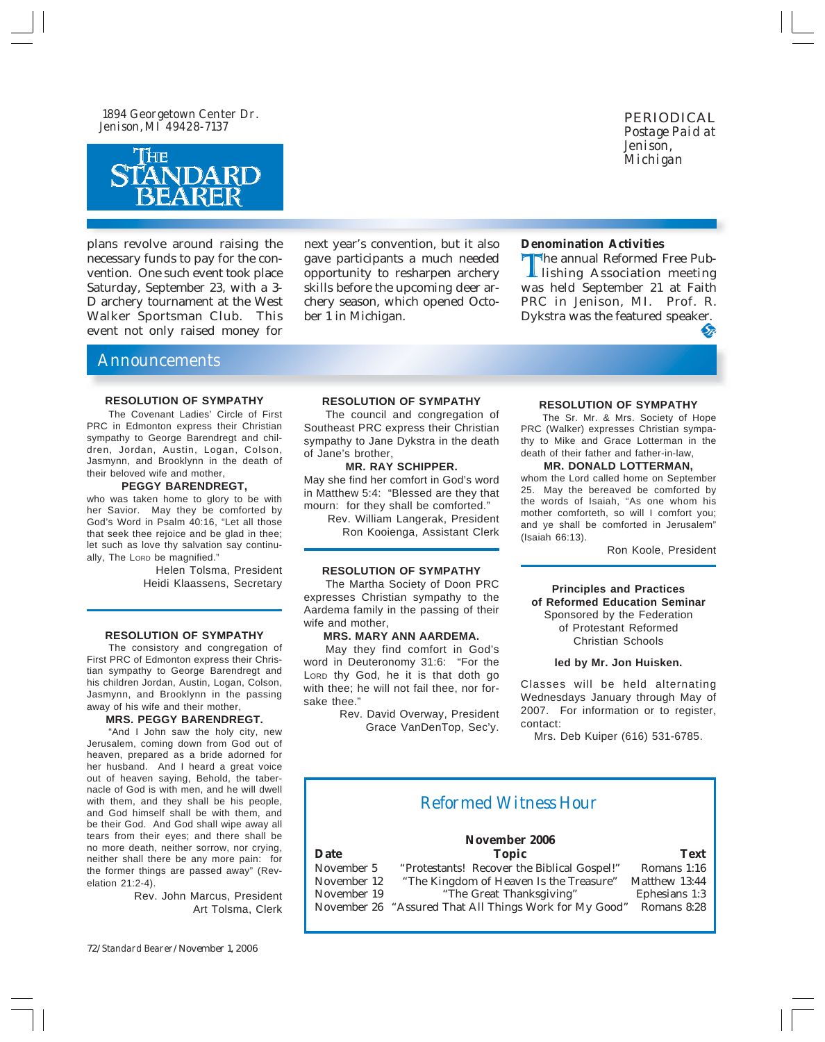1894 Georgetown Center Dr.
Jenison, MI 49428-7137

**THE STANDARD BEARER**

PERIODICAL
*Postage Paid at Jenison, Michigan*

plans revolve around raising the necessary funds to pay for the convention. One such event took place Saturday, September 23, with a 3-D archery tournament at the West Walker Sportsman Club. This event not only raised money for next year's convention, but it also gave participants a much needed opportunity to resharpen archery skills before the upcoming deer archery season, which opened October 1 in Michigan.

**Denomination Activities**

The annual Reformed Free Publishing Association meeting was held September 21 at Faith PRC in Jenison, MI. Prof. R. Dykstra was the featured speaker.

## Announcements

**RESOLUTION OF SYMPATHY**

The Covenant Ladies' Circle of First PRC in Edmonton express their Christian sympathy to George Barendregt and children, Jordan, Austin, Logan, Colson, Jasmynn, and Brooklynn in the death of their beloved wife and mother,

**PEGGY BARENDREGT,**

who was taken home to glory to be with her Savior. May they be comforted by God's Word in Psalm 40:16, "Let all those that seek thee rejoice and be glad in thee; let such as love thy salvation say continually, The LORD be magnified."

Helen Tolsma, President
Heidi Klaassens, Secretary

**RESOLUTION OF SYMPATHY**

The consistory and congregation of First PRC of Edmonton express their Christian sympathy to George Barendregt and his children Jordan, Austin, Logan, Colson, Jasmynn, and Brooklynn in the passing away of his wife and their mother,

**MRS. PEGGY BARENDREGT.**

"And I John saw the holy city, new Jerusalem, coming down from God out of heaven, prepared as a bride adorned for her husband. And I heard a great voice out of heaven saying, Behold, the tabernacle of God is with men, and he will dwell with them, and they shall be his people, and God himself shall be with them, and be their God. And God shall wipe away all tears from their eyes; and there shall be no more death, neither sorrow, nor crying, neither shall there be any more pain: for the former things are passed away" (Revelation 21:2-4).

Rev. John Marcus, President
Art Tolsma, Clerk

**RESOLUTION OF SYMPATHY**

The council and congregation of Southeast PRC express their Christian sympathy to Jane Dykstra in the death of Jane's brother,

**MR. RAY SCHIPPER.**

May she find her comfort in God's word in Matthew 5:4: "Blessed are they that mourn: for they shall be comforted."

Rev. William Langerak, President
Ron Kooienga, Assistant Clerk

**RESOLUTION OF SYMPATHY**

The Martha Society of Doon PRC expresses Christian sympathy to the Aardema family in the passing of their wife and mother,

**MRS. MARY ANN AARDEMA.**

May they find comfort in God's word in Deuteronomy 31:6: "For the LORD thy God, he it is that doth go with thee; he will not fail thee, nor forsake thee."

Rev. David Overway, President
Grace VanDenTop, Sec'y.

**RESOLUTION OF SYMPATHY**

The Sr. Mr. & Mrs. Society of Hope PRC (Walker) expresses Christian sympathy to Mike and Grace Lotterman in the death of their father and father-in-law,

**MR. DONALD LOTTERMAN,**

whom the Lord called home on September 25. May the bereaved be comforted by the words of Isaiah, "As one whom his mother comforteth, so will I comfort you; and ye shall be comforted in Jerusalem" (Isaiah 66:13).

Ron Koole, President

**Principles and Practices of Reformed Education Seminar**

Sponsored by the Federation of Protestant Reformed Christian Schools

**led by Mr. Jon Huisken.**

Classes will be held alternating Wednesdays January through May of 2007. For information or to register, contact:

Mrs. Deb Kuiper (616) 531-6785.

## Reformed Witness Hour

**November 2006**

| Date | Topic | Text |
|---|---|---|
| November 5 | "Protestants! Recover the Biblical Gospel!" | Romans 1:16 |
| November 12 | "The Kingdom of Heaven Is the Treasure" | Matthew 13:44 |
| November 19 | "The Great Thanksgiving" | Ephesians 1:3 |
| November 26 | "Assured That All Things Work for My Good" | Romans 8:28 |